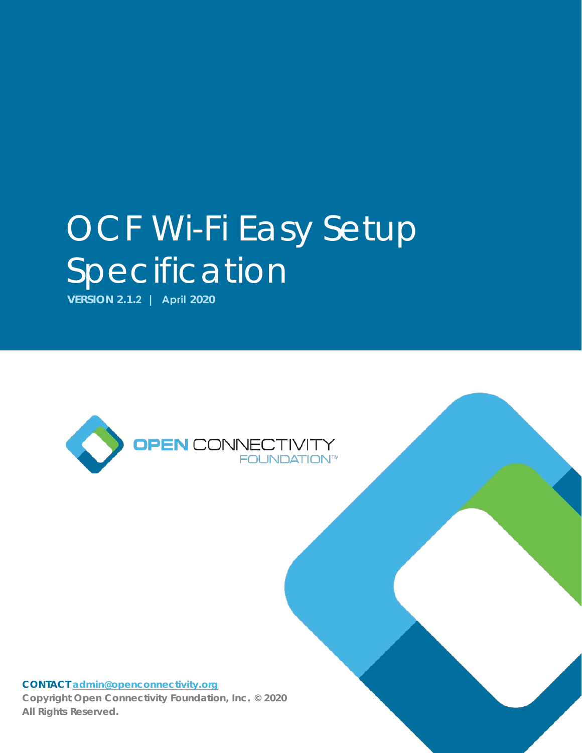# OCF Wi-Fi Easy Setup Specification

**VERSION 2.1.2 | April 2020**

OPEN CONNECTIVITY FOUNDATION™

**CONTACT** admin@openconnectivity.org

**Copyright Open Connectivity Foundation, Inc. © 2020**
**All Rights Reserved.**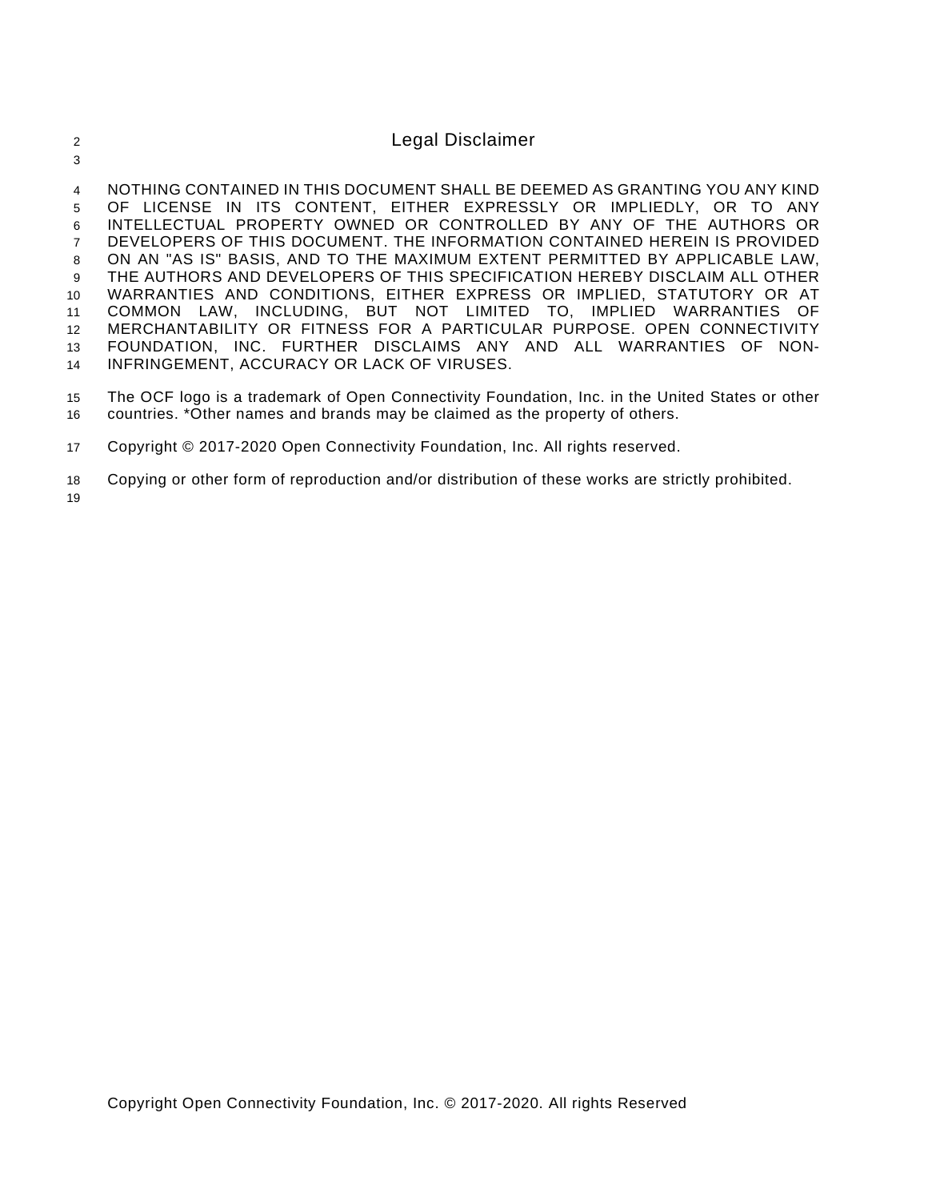# Legal Disclaimer

NOTHING CONTAINED IN THIS DOCUMENT SHALL BE DEEMED AS GRANTING YOU ANY KIND OF LICENSE IN ITS CONTENT, EITHER EXPRESSLY OR IMPLIEDLY, OR TO ANY INTELLECTUAL PROPERTY OWNED OR CONTROLLED BY ANY OF THE AUTHORS OR DEVELOPERS OF THIS DOCUMENT. THE INFORMATION CONTAINED HEREIN IS PROVIDED ON AN "AS IS" BASIS, AND TO THE MAXIMUM EXTENT PERMITTED BY APPLICABLE LAW, THE AUTHORS AND DEVELOPERS OF THIS SPECIFICATION HEREBY DISCLAIM ALL OTHER WARRANTIES AND CONDITIONS, EITHER EXPRESS OR IMPLIED, STATUTORY OR AT COMMON LAW, INCLUDING, BUT NOT LIMITED TO, IMPLIED WARRANTIES OF MERCHANTABILITY OR FITNESS FOR A PARTICULAR PURPOSE. OPEN CONNECTIVITY FOUNDATION, INC. FURTHER DISCLAIMS ANY AND ALL WARRANTIES OF NON-INFRINGEMENT, ACCURACY OR LACK OF VIRUSES.

The OCF logo is a trademark of Open Connectivity Foundation, Inc. in the United States or other countries. *Other names and brands may be claimed as the property of others.

Copyright © 2017-2020 Open Connectivity Foundation, Inc. All rights reserved.

Copying or other form of reproduction and/or distribution of these works are strictly prohibited.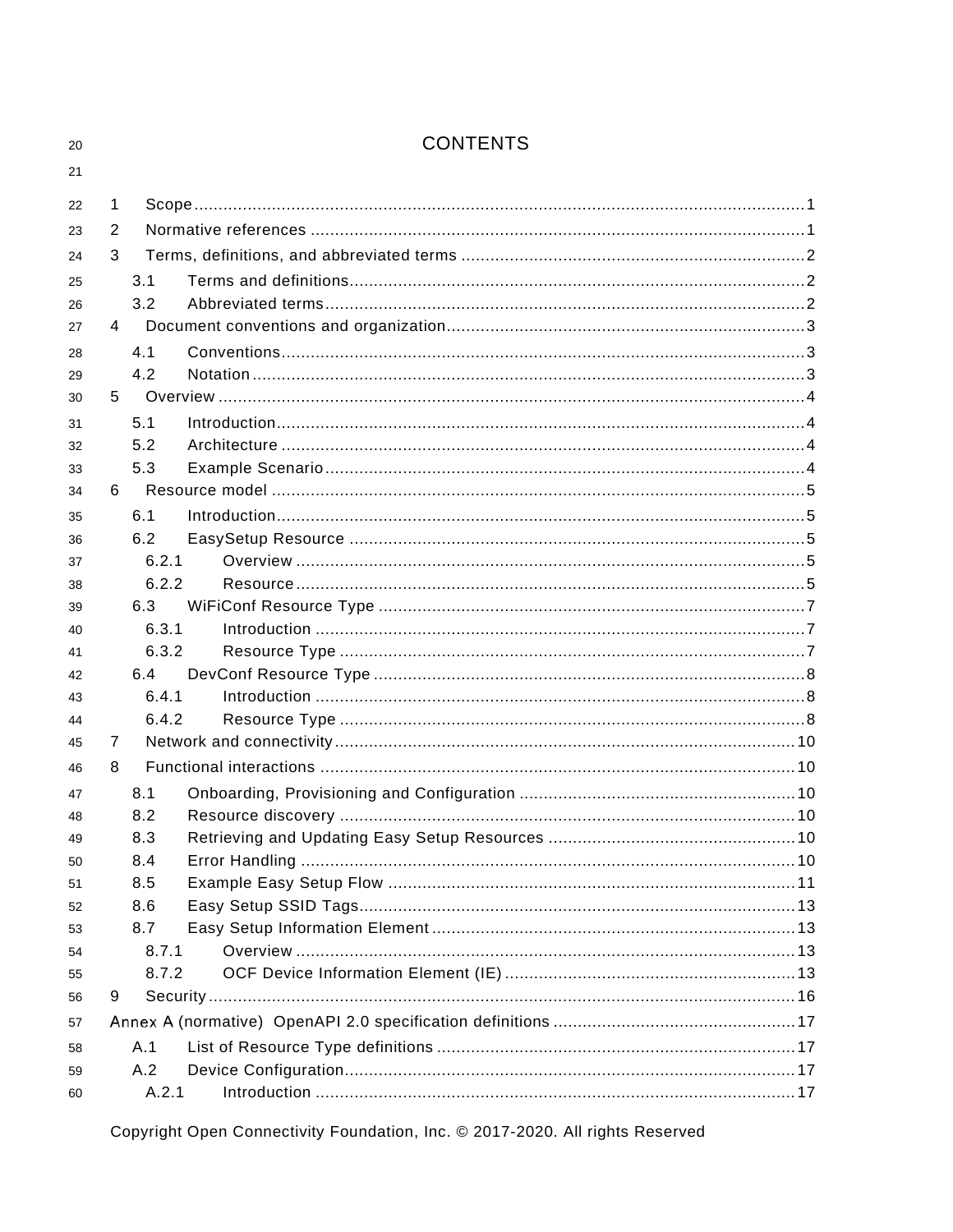# CONTENTS

1 Scope ........................................................................................................................... 1
2 Normative references ................................................................................................... 1
3 Terms, definitions, and abbreviated terms .................................................................... 2
  3.1 Terms and definitions ............................................................................................. 2
  3.2 Abbreviated terms .................................................................................................. 2
4 Document conventions and organization ....................................................................... 3
  4.1 Conventions ........................................................................................................... 3
  4.2 Notation ................................................................................................................. 3
5 Overview ........................................................................................................................ 4
  5.1 Introduction ............................................................................................................ 4
  5.2 Architecture ........................................................................................................... 4
  5.3 Example Scenario ................................................................................................... 4
6 Resource model ............................................................................................................. 5
  6.1 Introduction ............................................................................................................ 5
  6.2 EasySetup Resource .............................................................................................. 5
    6.2.1 Overview ........................................................................................................... 5
    6.2.2 Resource .......................................................................................................... 5
  6.3 WiFiConf Resource Type ........................................................................................ 7
    6.3.1 Introduction ...................................................................................................... 7
    6.3.2 Resource Type ................................................................................................. 7
  6.4 DevConf Resource Type ......................................................................................... 8
    6.4.1 Introduction ...................................................................................................... 8
    6.4.2 Resource Type ................................................................................................. 8
7 Network and connectivity ............................................................................................ 10
8 Functional interactions ................................................................................................ 10
  8.1 Onboarding, Provisioning and Configuration ......................................................... 10
  8.2 Resource discovery ............................................................................................... 10
  8.3 Retrieving and Updating Easy Setup Resources ................................................... 10
  8.4 Error Handling ....................................................................................................... 10
  8.5 Example Easy Setup Flow ..................................................................................... 11
  8.6 Easy Setup SSID Tags ........................................................................................... 13
  8.7 Easy Setup Information Element ............................................................................ 13
    8.7.1 Overview ......................................................................................................... 13
    8.7.2 OCF Device Information Element (IE) ............................................................. 13
9 Security ........................................................................................................................ 16
Annex A (normative) OpenAPI 2.0 specification definitions ............................................. 17
  A.1 List of Resource Type definitions ......................................................................... 17
  A.2 Device Configuration ............................................................................................. 17
    A.2.1 Introduction ..................................................................................................... 17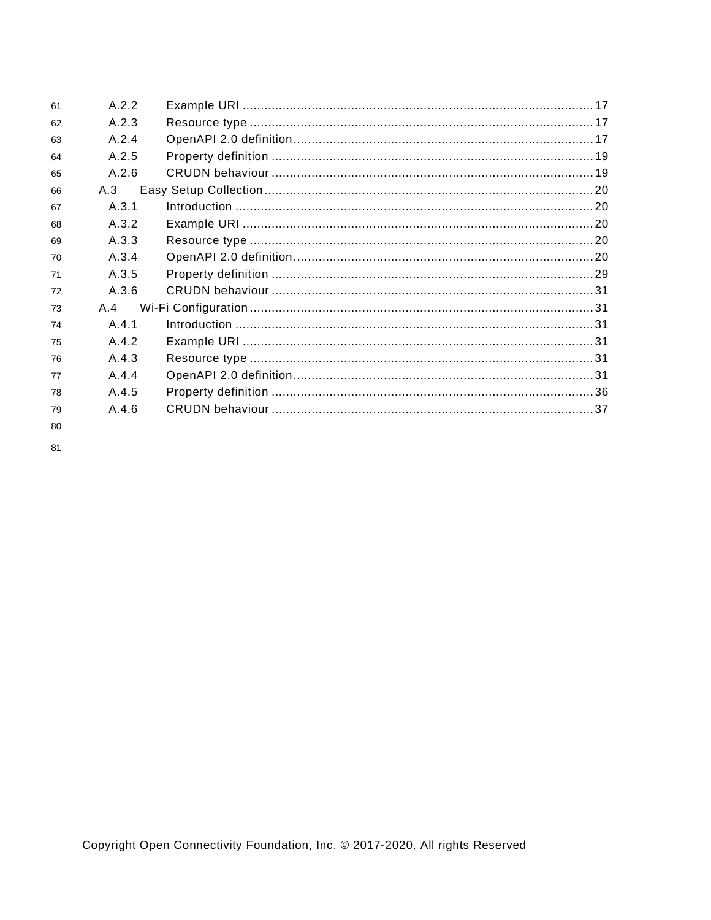A.2.2 Example URI .......................................................................................... 17
A.2.3 Resource type ....................................................................................... 17
A.2.4 OpenAPI 2.0 definition ............................................................................ 17
A.2.5 Property definition .................................................................................. 19
A.2.6 CRUDN behaviour .................................................................................. 19

A.3 Easy Setup Collection .................................................................................. 20

A.3.1 Introduction ........................................................................................... 20
A.3.2 Example URI .......................................................................................... 20
A.3.3 Resource type ....................................................................................... 20
A.3.4 OpenAPI 2.0 definition ............................................................................ 20
A.3.5 Property definition .................................................................................. 29
A.3.6 CRUDN behaviour .................................................................................. 31

A.4 Wi-Fi Configuration ...................................................................................... 31

A.4.1 Introduction ........................................................................................... 31
A.4.2 Example URI .......................................................................................... 31
A.4.3 Resource type ....................................................................................... 31
A.4.4 OpenAPI 2.0 definition ............................................................................ 31
A.4.5 Property definition .................................................................................. 36
A.4.6 CRUDN behaviour .................................................................................. 37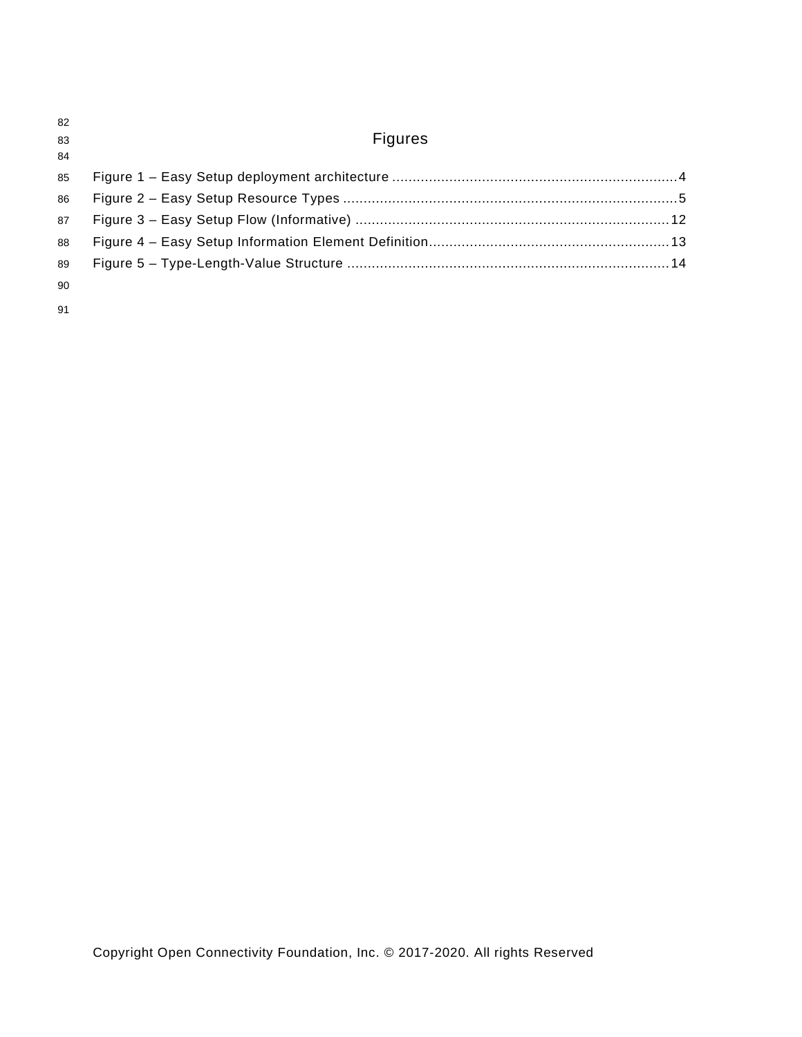# Figures

Figure 1 – Easy Setup deployment architecture ......................................................................4
Figure 2 – Easy Setup Resource Types ..................................................................................5
Figure 3 – Easy Setup Flow (Informative) ............................................................................12
Figure 4 – Easy Setup Information Element Definition...........................................................13
Figure 5 – Type-Length-Value Structure ..............................................................................14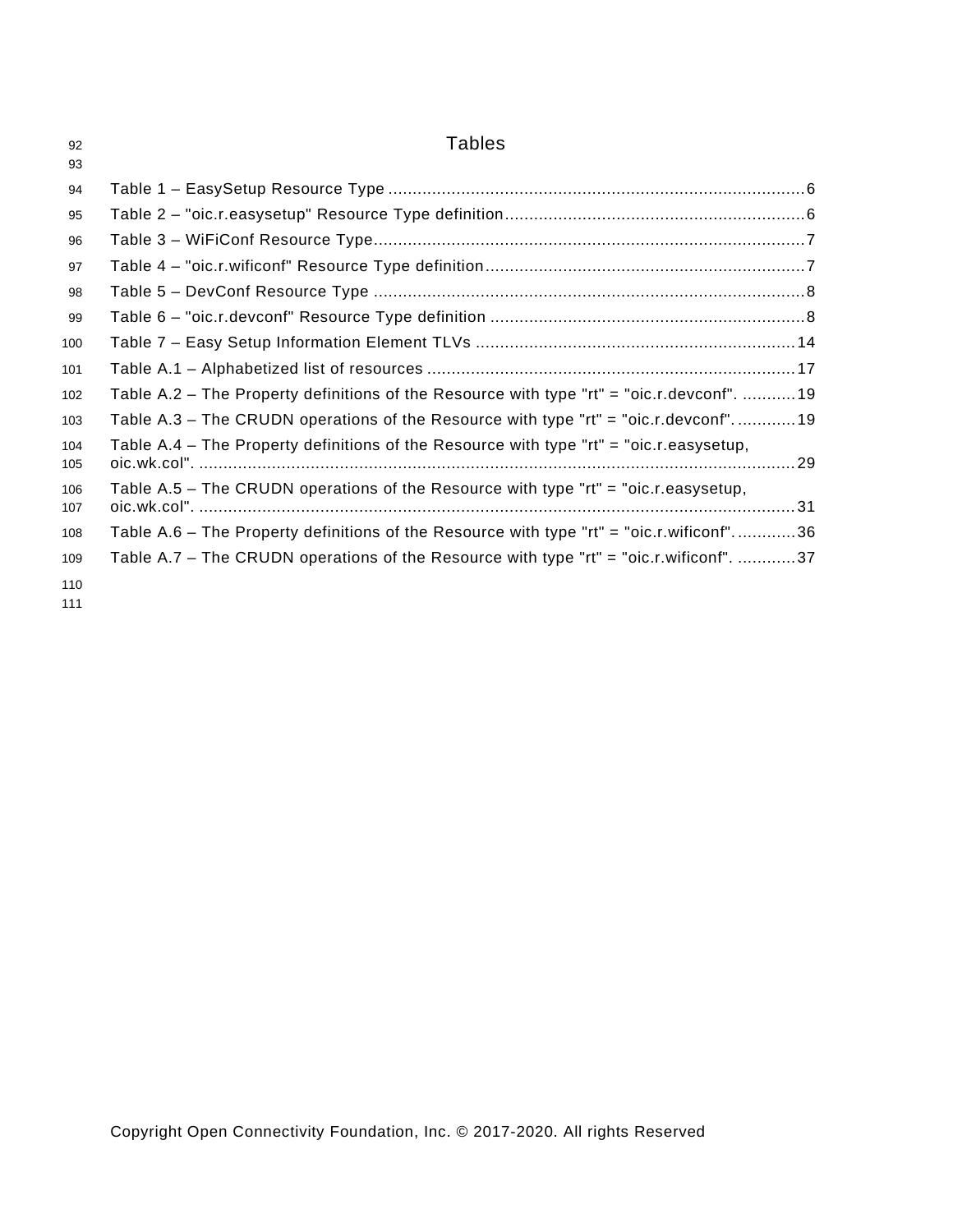# Tables

Table 1 – EasySetup Resource Type ........................................................................................6
Table 2 – "oic.r.easysetup" Resource Type definition..............................................................6
Table 3 – WiFiConf Resource Type..........................................................................................7
Table 4 – "oic.r.wificonf" Resource Type definition..................................................................7
Table 5 – DevConf Resource Type ..........................................................................................8
Table 6 – "oic.r.devconf" Resource Type definition ..................................................................8
Table 7 – Easy Setup Information Element TLVs ..................................................................14
Table A.1 – Alphabetized list of resources ............................................................................17
Table A.2 – The Property definitions of the Resource with type "rt" = "oic.r.devconf". ...........19
Table A.3 – The CRUDN operations of the Resource with type "rt" = "oic.r.devconf". ............19
Table A.4 – The Property definitions of the Resource with type "rt" = "oic.r.easysetup, oic.wk.col". ............................................................................................................................29
Table A.5 – The CRUDN operations of the Resource with type "rt" = "oic.r.easysetup, oic.wk.col". ............................................................................................................................31
Table A.6 – The Property definitions of the Resource with type "rt" = "oic.r.wificonf". ............36
Table A.7 – The CRUDN operations of the Resource with type "rt" = "oic.r.wificonf". ............37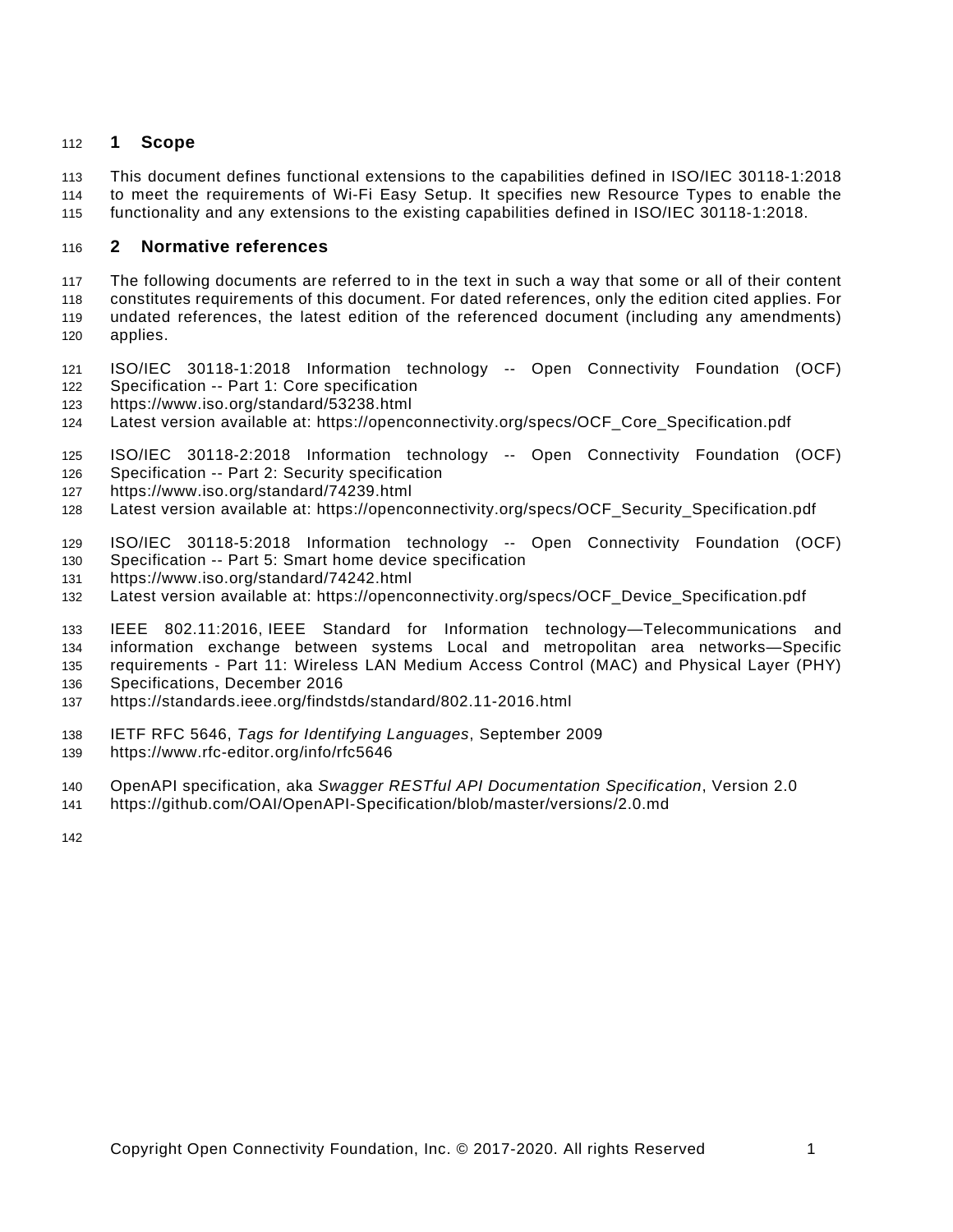# 1 Scope

This document defines functional extensions to the capabilities defined in ISO/IEC 30118-1:2018 to meet the requirements of Wi-Fi Easy Setup. It specifies new Resource Types to enable the functionality and any extensions to the existing capabilities defined in ISO/IEC 30118-1:2018.

# 2 Normative references

The following documents are referred to in the text in such a way that some or all of their content constitutes requirements of this document. For dated references, only the edition cited applies. For undated references, the latest edition of the referenced document (including any amendments) applies.

ISO/IEC 30118-1:2018 Information technology -- Open Connectivity Foundation (OCF) Specification -- Part 1: Core specification
https://www.iso.org/standard/53238.html
Latest version available at: https://openconnectivity.org/specs/OCF_Core_Specification.pdf

ISO/IEC 30118-2:2018 Information technology -- Open Connectivity Foundation (OCF) Specification -- Part 2: Security specification
https://www.iso.org/standard/74239.html
Latest version available at: https://openconnectivity.org/specs/OCF_Security_Specification.pdf

ISO/IEC 30118-5:2018 Information technology -- Open Connectivity Foundation (OCF) Specification -- Part 5: Smart home device specification
https://www.iso.org/standard/74242.html
Latest version available at: https://openconnectivity.org/specs/OCF_Device_Specification.pdf

IEEE 802.11:2016, IEEE Standard for Information technology—Telecommunications and information exchange between systems Local and metropolitan area networks—Specific requirements - Part 11: Wireless LAN Medium Access Control (MAC) and Physical Layer (PHY) Specifications, December 2016
https://standards.ieee.org/findstds/standard/802.11-2016.html

IETF RFC 5646, *Tags for Identifying Languages*, September 2009
https://www.rfc-editor.org/info/rfc5646

OpenAPI specification, aka *Swagger RESTful API Documentation Specification*, Version 2.0
https://github.com/OAI/OpenAPI-Specification/blob/master/versions/2.0.md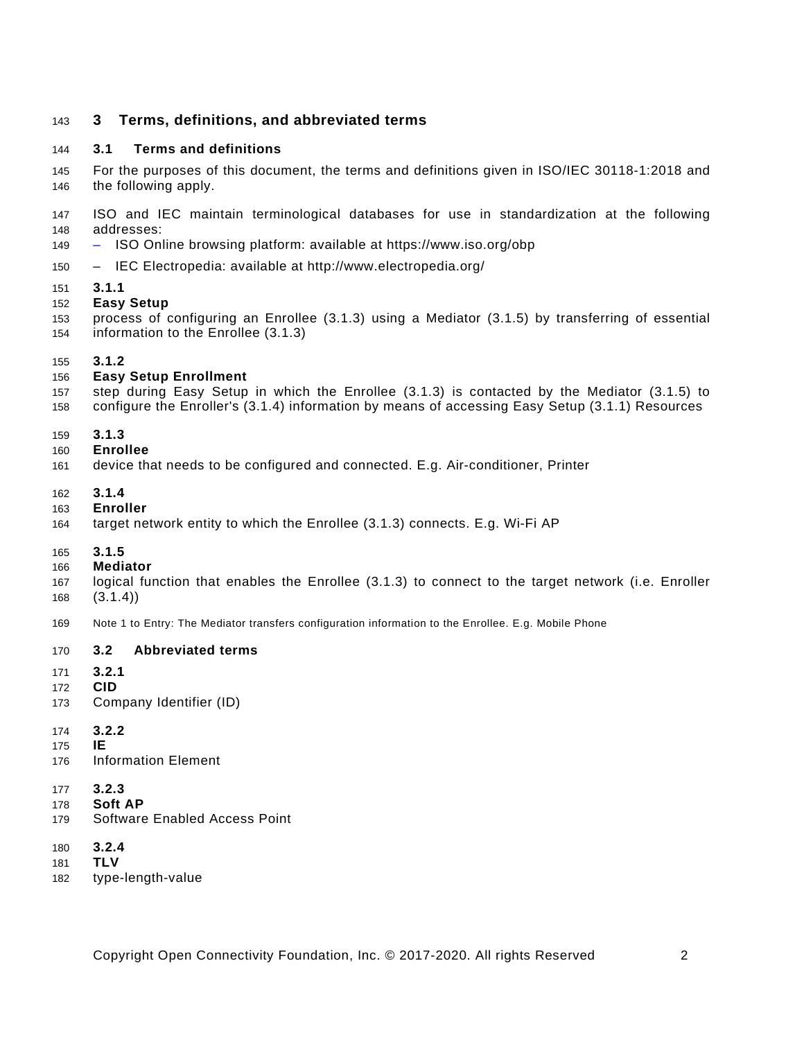# 3 Terms, definitions, and abbreviated terms

## 3.1 Terms and definitions

For the purposes of this document, the terms and definitions given in ISO/IEC 30118-1:2018 and the following apply.

ISO and IEC maintain terminological databases for use in standardization at the following addresses:

– ISO Online browsing platform: available at https://www.iso.org/obp

– IEC Electropedia: available at http://www.electropedia.org/

**3.1.1**

**Easy Setup**

process of configuring an Enrollee (3.1.3) using a Mediator (3.1.5) by transferring of essential information to the Enrollee (3.1.3)

**3.1.2**

**Easy Setup Enrollment**

step during Easy Setup in which the Enrollee (3.1.3) is contacted by the Mediator (3.1.5) to configure the Enroller's (3.1.4) information by means of accessing Easy Setup (3.1.1) Resources

**3.1.3**

**Enrollee**

device that needs to be configured and connected. E.g. Air-conditioner, Printer

**3.1.4**

**Enroller**

target network entity to which the Enrollee (3.1.3) connects. E.g. Wi-Fi AP

**3.1.5**

**Mediator**

logical function that enables the Enrollee (3.1.3) to connect to the target network (i.e. Enroller (3.1.4))

Note 1 to Entry: The Mediator transfers configuration information to the Enrollee. E.g. Mobile Phone

## 3.2 Abbreviated terms

**3.2.1**

**CID**

Company Identifier (ID)

**3.2.2**

**IE**

Information Element

**3.2.3**

**Soft AP**

Software Enabled Access Point

**3.2.4**

**TLV**

type-length-value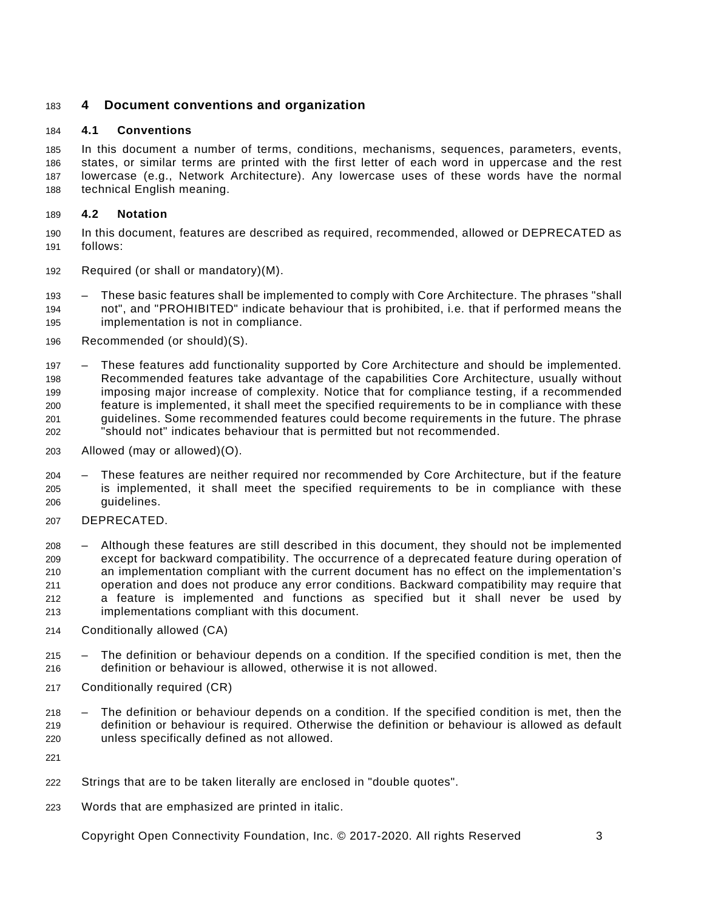# 4 Document conventions and organization

## 4.1 Conventions

In this document a number of terms, conditions, mechanisms, sequences, parameters, events, states, or similar terms are printed with the first letter of each word in uppercase and the rest lowercase (e.g., Network Architecture). Any lowercase uses of these words have the normal technical English meaning.

## 4.2 Notation

In this document, features are described as required, recommended, allowed or DEPRECATED as follows:

Required (or shall or mandatory)(M).

- These basic features shall be implemented to comply with Core Architecture. The phrases "shall not", and "PROHIBITED" indicate behaviour that is prohibited, i.e. that if performed means the implementation is not in compliance.

Recommended (or should)(S).

- These features add functionality supported by Core Architecture and should be implemented. Recommended features take advantage of the capabilities Core Architecture, usually without imposing major increase of complexity. Notice that for compliance testing, if a recommended feature is implemented, it shall meet the specified requirements to be in compliance with these guidelines. Some recommended features could become requirements in the future. The phrase "should not" indicates behaviour that is permitted but not recommended.

Allowed (may or allowed)(O).

- These features are neither required nor recommended by Core Architecture, but if the feature is implemented, it shall meet the specified requirements to be in compliance with these guidelines.

DEPRECATED.

- Although these features are still described in this document, they should not be implemented except for backward compatibility. The occurrence of a deprecated feature during operation of an implementation compliant with the current document has no effect on the implementation's operation and does not produce any error conditions. Backward compatibility may require that a feature is implemented and functions as specified but it shall never be used by implementations compliant with this document.

Conditionally allowed (CA)

- The definition or behaviour depends on a condition. If the specified condition is met, then the definition or behaviour is allowed, otherwise it is not allowed.

Conditionally required (CR)

- The definition or behaviour depends on a condition. If the specified condition is met, then the definition or behaviour is required. Otherwise the definition or behaviour is allowed as default unless specifically defined as not allowed.

Strings that are to be taken literally are enclosed in "double quotes".

Words that are emphasized are printed in italic.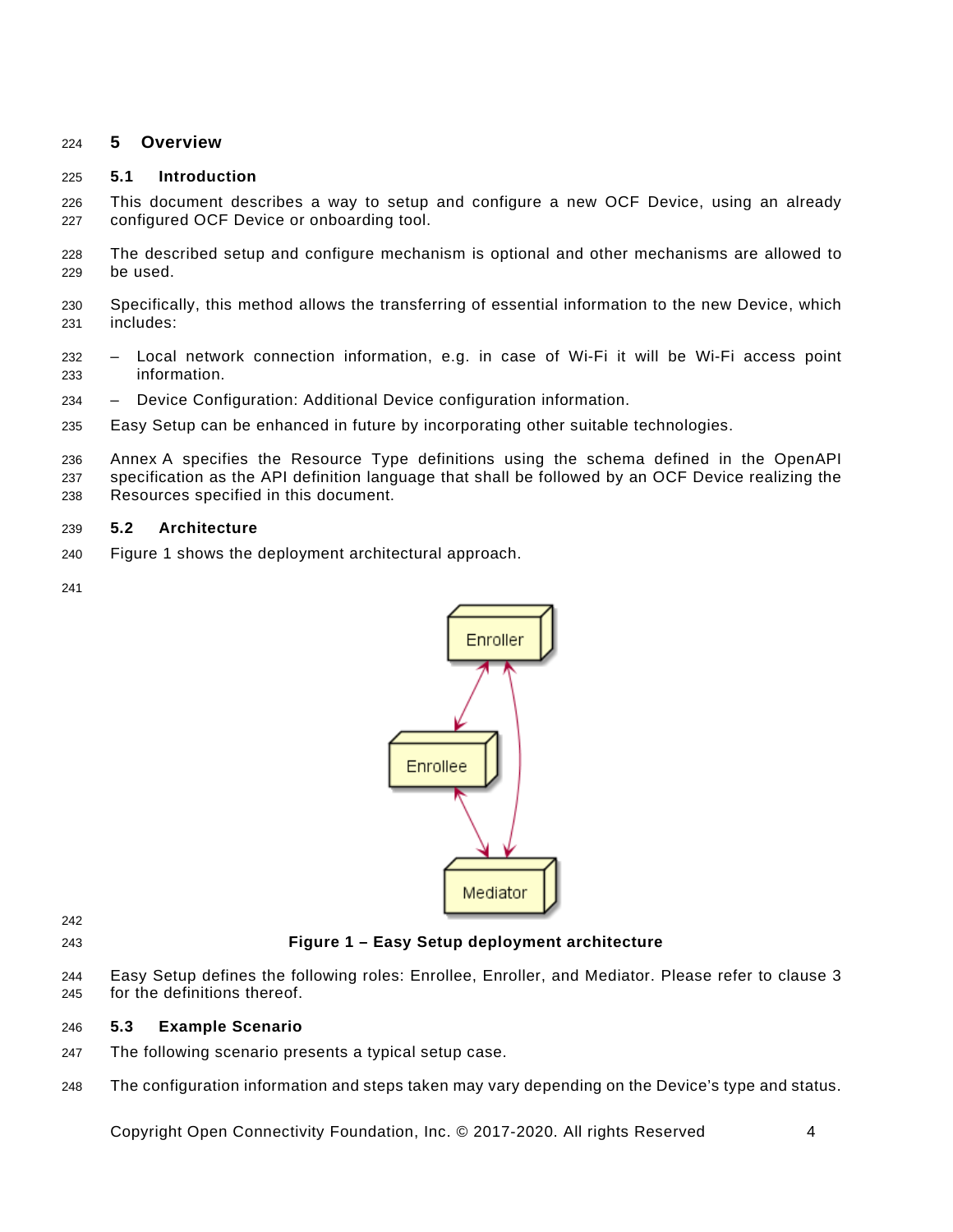# 5 Overview

## 5.1 Introduction

This document describes a way to setup and configure a new OCF Device, using an already configured OCF Device or onboarding tool.

The described setup and configure mechanism is optional and other mechanisms are allowed to be used.

Specifically, this method allows the transferring of essential information to the new Device, which includes:

- Local network connection information, e.g. in case of Wi-Fi it will be Wi-Fi access point information.
- Device Configuration: Additional Device configuration information.

Easy Setup can be enhanced in future by incorporating other suitable technologies.

Annex A specifies the Resource Type definitions using the schema defined in the OpenAPI specification as the API definition language that shall be followed by an OCF Device realizing the Resources specified in this document.

## 5.2 Architecture

Figure 1 shows the deployment architectural approach.

**Figure 1 – Easy Setup deployment architecture**

Easy Setup defines the following roles: Enrollee, Enroller, and Mediator. Please refer to clause 3 for the definitions thereof.

## 5.3 Example Scenario

The following scenario presents a typical setup case.

The configuration information and steps taken may vary depending on the Device's type and status.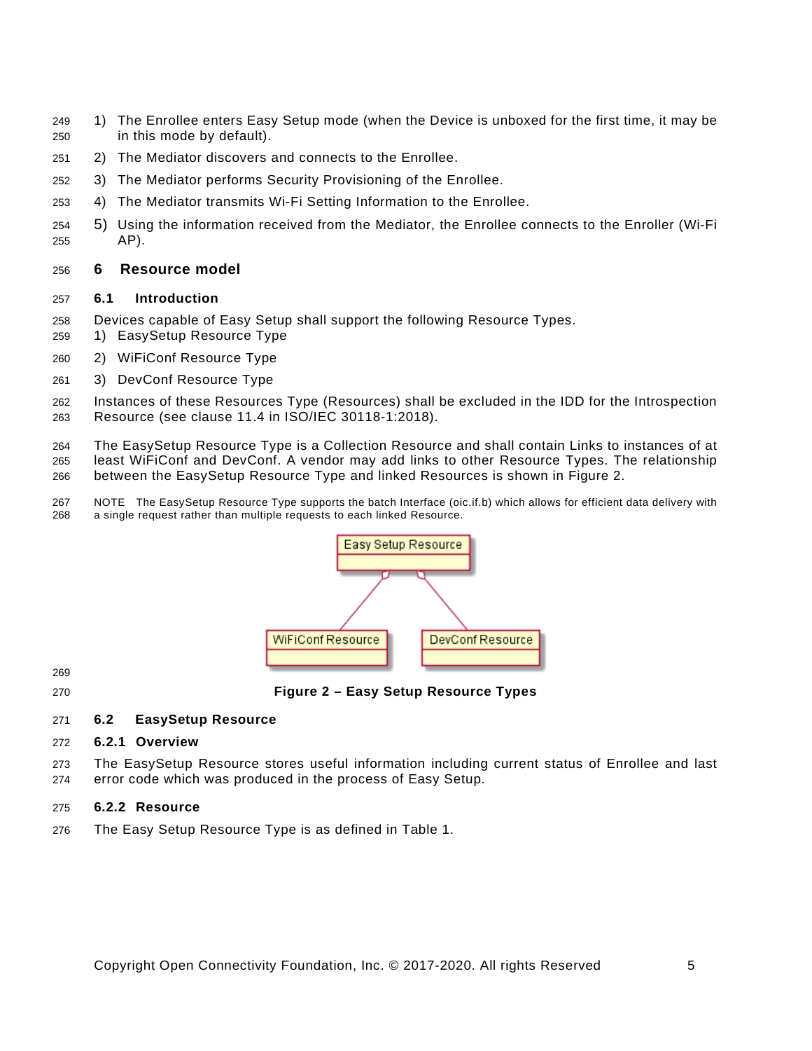1) The Enrollee enters Easy Setup mode (when the Device is unboxed for the first time, it may be in this mode by default).
2) The Mediator discovers and connects to the Enrollee.
3) The Mediator performs Security Provisioning of the Enrollee.
4) The Mediator transmits Wi-Fi Setting Information to the Enrollee.
5) Using the information received from the Mediator, the Enrollee connects to the Enroller (Wi-Fi AP).

# 6 Resource model

## 6.1 Introduction

Devices capable of Easy Setup shall support the following Resource Types.

1) EasySetup Resource Type
2) WiFiConf Resource Type
3) DevConf Resource Type

Instances of these Resources Type (Resources) shall be excluded in the IDD for the Introspection Resource (see clause 11.4 in ISO/IEC 30118-1:2018).

The EasySetup Resource Type is a Collection Resource and shall contain Links to instances of at least WiFiConf and DevConf. A vendor may add links to other Resource Types. The relationship between the EasySetup Resource Type and linked Resources is shown in Figure 2.

NOTE The EasySetup Resource Type supports the batch Interface (oic.if.b) which allows for efficient data delivery with a single request rather than multiple requests to each linked Resource.

Easy Setup Resource

WiFiConf Resource

DevConf Resource

**Figure 2 – Easy Setup Resource Types**

## 6.2 EasySetup Resource

### 6.2.1 Overview

The EasySetup Resource stores useful information including current status of Enrollee and last error code which was produced in the process of Easy Setup.

### 6.2.2 Resource

The Easy Setup Resource Type is as defined in Table 1.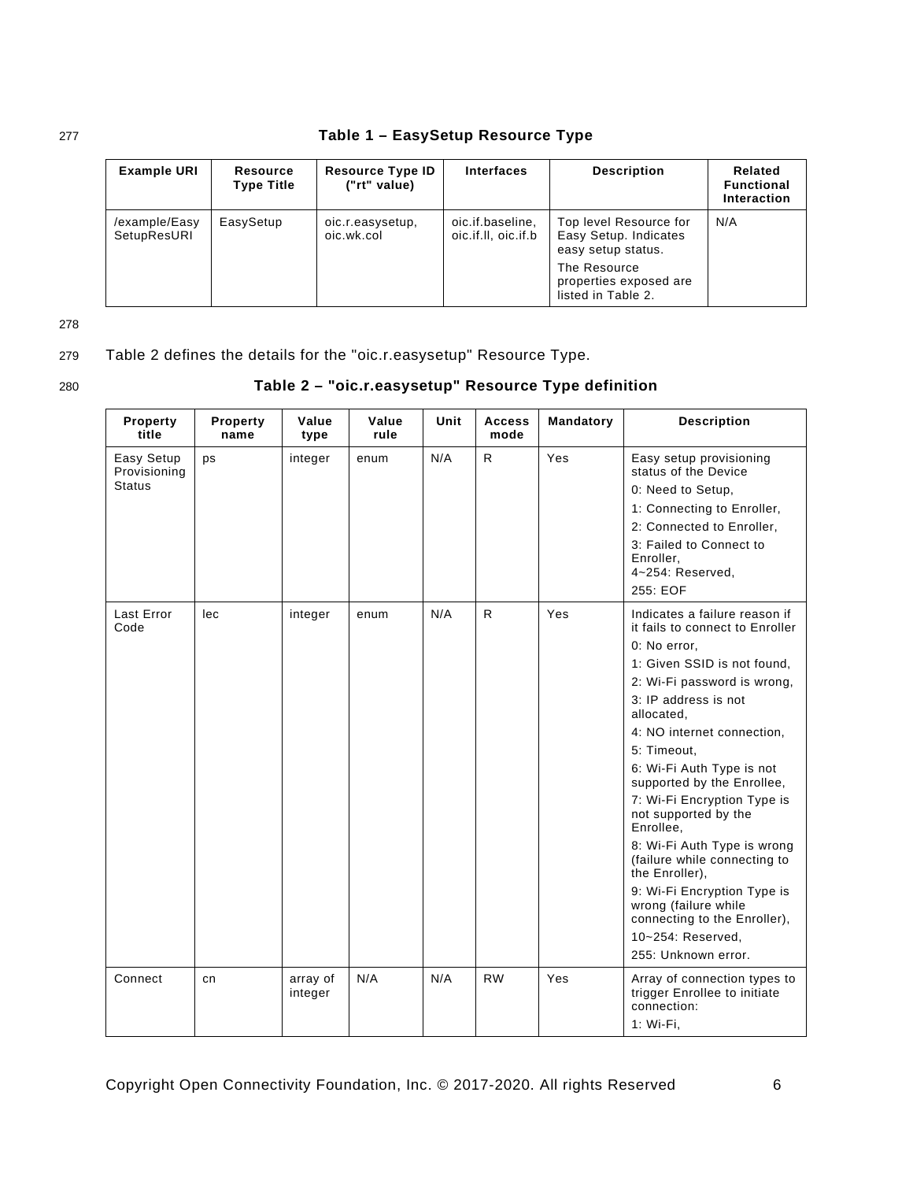**Table 1 – EasySetup Resource Type**

| Example URI | Resource Type Title | Resource Type ID ("rt" value) | Interfaces | Description | Related Functional Interaction |
|---|---|---|---|---|---|
| /example/EasySetupResURI | EasySetup | oic.r.easysetup, oic.wk.col | oic.if.baseline, oic.if.ll, oic.if.b | Top level Resource for Easy Setup. Indicates easy setup status. The Resource properties exposed are listed in Table 2. | N/A |

Table 2 defines the details for the "oic.r.easysetup" Resource Type.

**Table 2 – "oic.r.easysetup" Resource Type definition**

| Property title | Property name | Value type | Value rule | Unit | Access mode | Mandatory | Description |
|---|---|---|---|---|---|---|---|
| Easy Setup Provisioning Status | ps | integer | enum | N/A | R | Yes | Easy setup provisioning status of the Device<br>0: Need to Setup,<br>1: Connecting to Enroller,<br>2: Connected to Enroller,<br>3: Failed to Connect to Enroller,<br>4~254: Reserved,<br>255: EOF |
| Last Error Code | lec | integer | enum | N/A | R | Yes | Indicates a failure reason if it fails to connect to Enroller<br>0: No error,<br>1: Given SSID is not found,<br>2: Wi-Fi password is wrong,<br>3: IP address is not allocated,<br>4: NO internet connection,<br>5: Timeout,<br>6: Wi-Fi Auth Type is not supported by the Enrollee,<br>7: Wi-Fi Encryption Type is not supported by the Enrollee,<br>8: Wi-Fi Auth Type is wrong (failure while connecting to the Enroller),<br>9: Wi-Fi Encryption Type is wrong (failure while connecting to the Enroller),<br>10~254: Reserved,<br>255: Unknown error. |
| Connect | cn | array of integer | N/A | N/A | RW | Yes | Array of connection types to trigger Enrollee to initiate connection:<br>1: Wi-Fi, |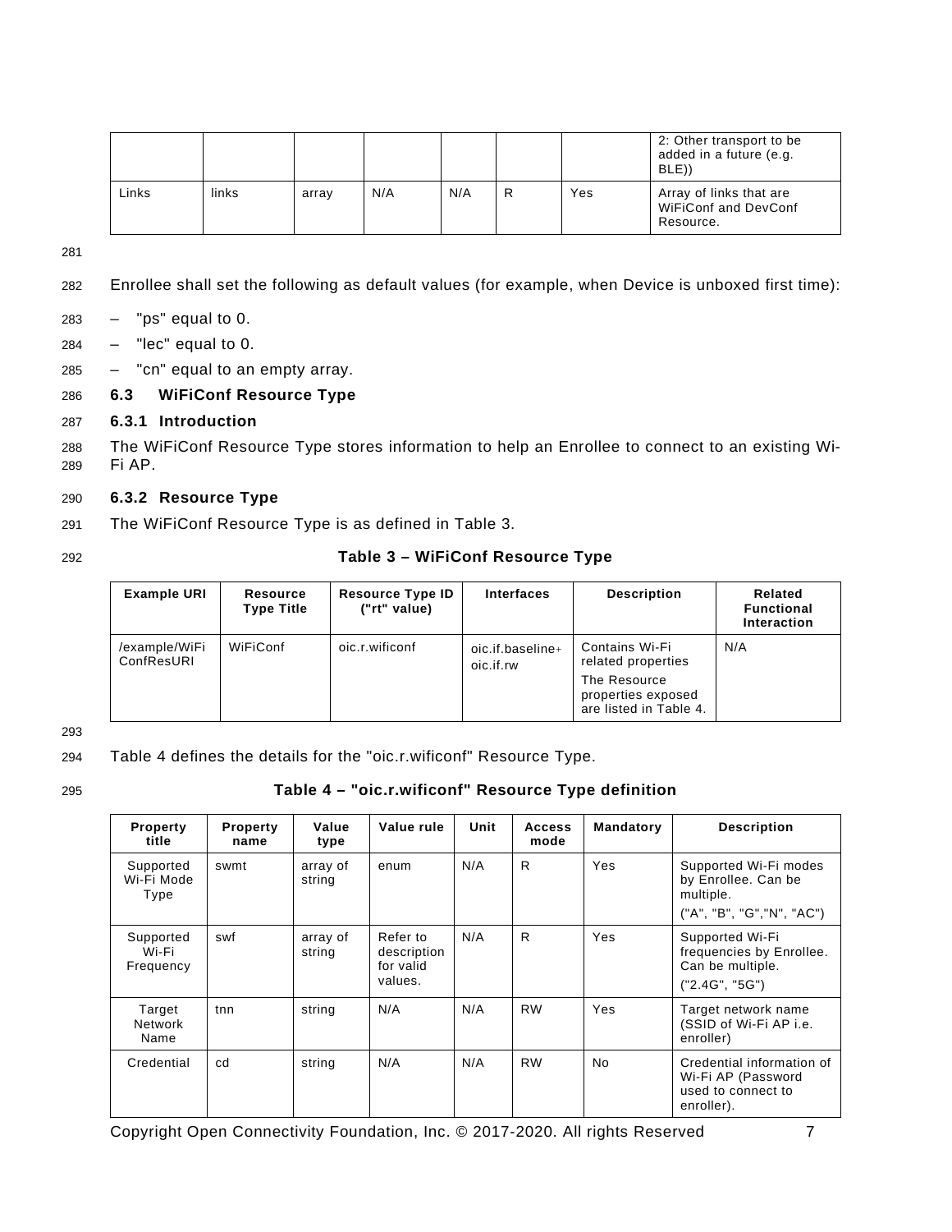|  |  |  |  |  |  |  | 2: Other transport to be added in a future (e.g. BLE)) |
|---|---|---|---|---|---|---|---|
| Links | links | array | N/A | N/A | R | Yes | Array of links that are WiFiConf and DevConf Resource. |

Enrollee shall set the following as default values (for example, when Device is unboxed first time):

– "ps" equal to 0.
– "lec" equal to 0.
– "cn" equal to an empty array.

## 6.3 WiFiConf Resource Type

### 6.3.1 Introduction

The WiFiConf Resource Type stores information to help an Enrollee to connect to an existing Wi-Fi AP.

### 6.3.2 Resource Type

The WiFiConf Resource Type is as defined in Table 3.

**Table 3 – WiFiConf Resource Type**

| Example URI | Resource Type Title | Resource Type ID ("rt" value) | Interfaces | Description | Related Functional Interaction |
|---|---|---|---|---|---|
| /example/WiFiConfResURI | WiFiConf | oic.r.wificonf | oic.if.baseline+ oic.if.rw | Contains Wi-Fi related properties<br>The Resource properties exposed are listed in Table 4. | N/A |

Table 4 defines the details for the "oic.r.wificonf" Resource Type.

**Table 4 – "oic.r.wificonf" Resource Type definition**

| Property title | Property name | Value type | Value rule | Unit | Access mode | Mandatory | Description |
|---|---|---|---|---|---|---|---|
| Supported Wi-Fi Mode Type | swmt | array of string | enum | N/A | R | Yes | Supported Wi-Fi modes by Enrollee. Can be multiple.<br>("A", "B", "G","N", "AC") |
| Supported Wi-Fi Frequency | swf | array of string | Refer to description for valid values. | N/A | R | Yes | Supported Wi-Fi frequencies by Enrollee. Can be multiple.<br>("2.4G", "5G") |
| Target Network Name | tnn | string | N/A | N/A | RW | Yes | Target network name (SSID of Wi-Fi AP i.e. enroller) |
| Credential | cd | string | N/A | N/A | RW | No | Credential information of Wi-Fi AP (Password used to connect to enroller). |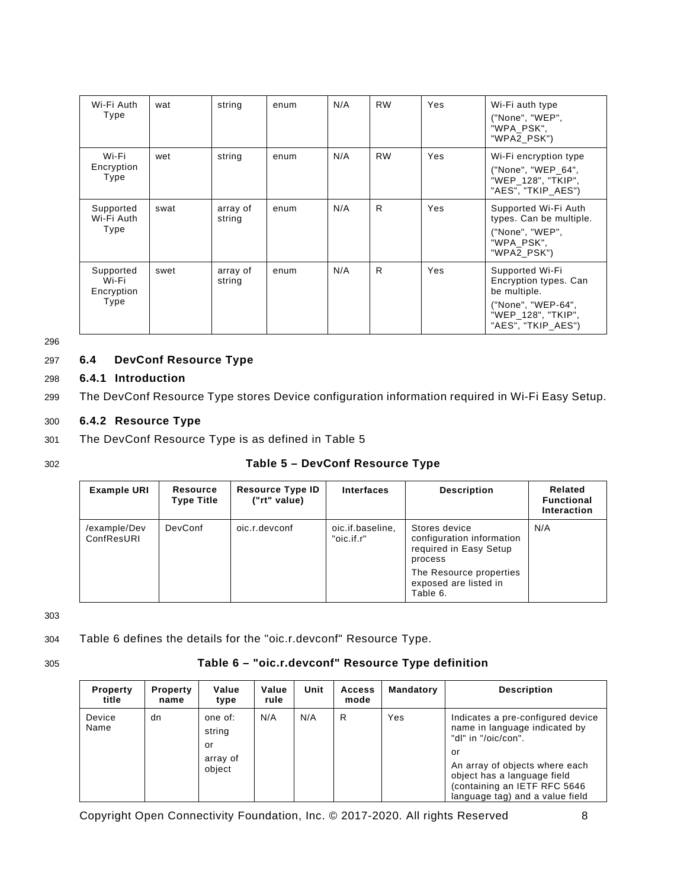| Wi-Fi Auth Type | wat | string | enum | N/A | RW | Yes | Wi-Fi auth type ("None", "WEP", "WPA_PSK", "WPA2_PSK") |
|---|---|---|---|---|---|---|---|
| Wi-Fi Encryption Type | wet | string | enum | N/A | RW | Yes | Wi-Fi encryption type ("None", "WEP_64", "WEP_128", "TKIP", "AES", "TKIP_AES") |
| Supported Wi-Fi Auth Type | swat | array of string | enum | N/A | R | Yes | Supported Wi-Fi Auth types. Can be multiple. ("None", "WEP", "WPA_PSK", "WPA2_PSK") |
| Supported Wi-Fi Encryption Type | swet | array of string | enum | N/A | R | Yes | Supported Wi-Fi Encryption types. Can be multiple. ("None", "WEP-64", "WEP_128", "TKIP", "AES", "TKIP_AES") |

## 6.4 DevConf Resource Type

### 6.4.1 Introduction

The DevConf Resource Type stores Device configuration information required in Wi-Fi Easy Setup.

### 6.4.2 Resource Type

The DevConf Resource Type is as defined in Table 5

**Table 5 – DevConf Resource Type**

| Example URI | Resource Type Title | Resource Type ID ("rt" value) | Interfaces | Description | Related Functional Interaction |
|---|---|---|---|---|---|
| /example/DevConfResURI | DevConf | oic.r.devconf | oic.if.baseline, "oic.if.r" | Stores device configuration information required in Easy Setup process<br>The Resource properties exposed are listed in Table 6. | N/A |

Table 6 defines the details for the "oic.r.devconf" Resource Type.

**Table 6 – "oic.r.devconf" Resource Type definition**

| Property title | Property name | Value type | Value rule | Unit | Access mode | Mandatory | Description |
|---|---|---|---|---|---|---|---|
| Device Name | dn | one of: string or array of object | N/A | N/A | R | Yes | Indicates a pre-configured device name in language indicated by "dl" in "/oic/con".<br>or<br>An array of objects where each object has a language field (containing an IETF RFC 5646 language tag) and a value field |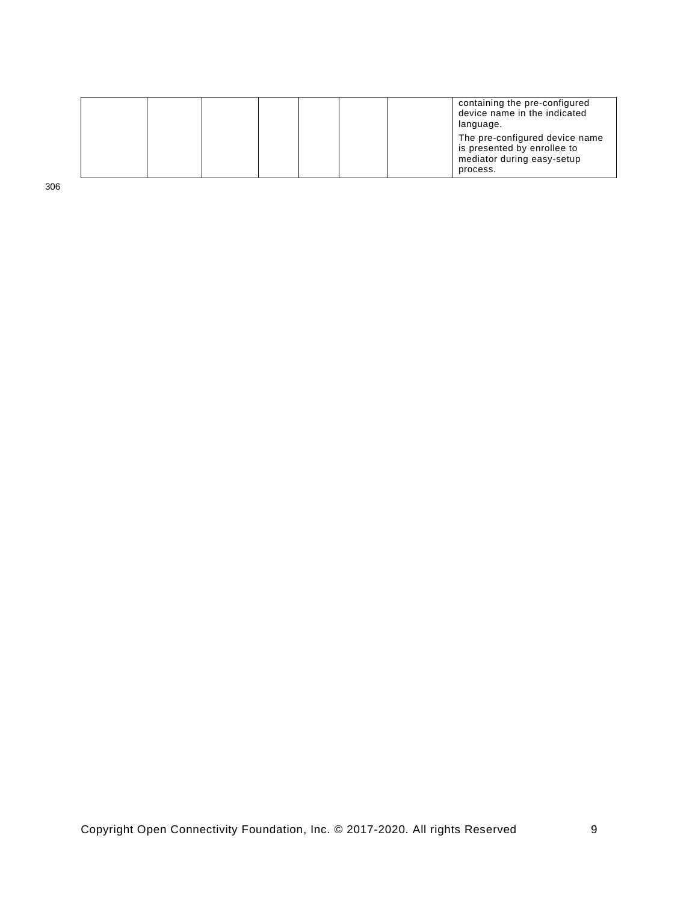| | | | | | | | |
|---|---|---|---|---|---|---|---|
| | | | | | | | containing the pre-configured device name in the indicated language.<br>The pre-configured device name is presented by enrollee to mediator during easy-setup process. |

306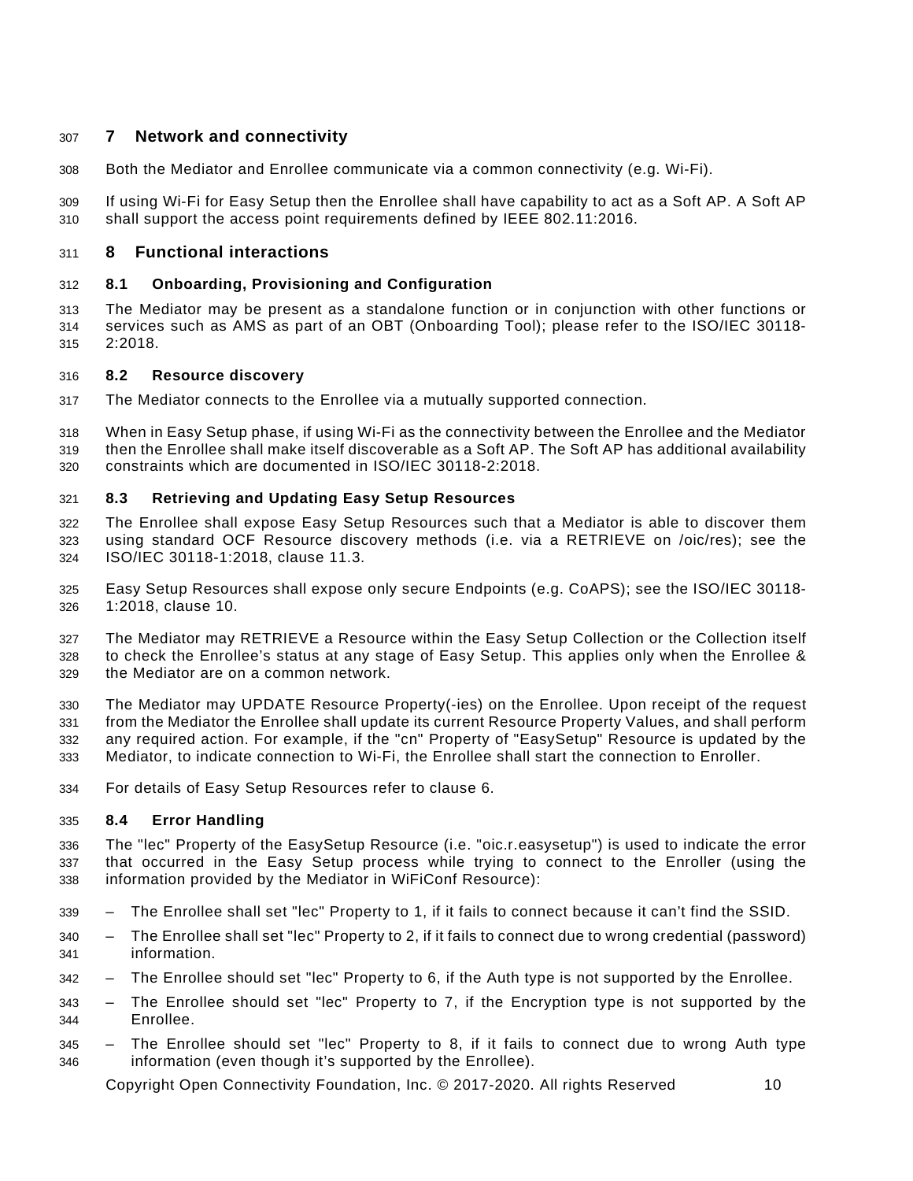# 7 Network and connectivity

Both the Mediator and Enrollee communicate via a common connectivity (e.g. Wi-Fi).

If using Wi-Fi for Easy Setup then the Enrollee shall have capability to act as a Soft AP. A Soft AP shall support the access point requirements defined by IEEE 802.11:2016.

# 8 Functional interactions

## 8.1 Onboarding, Provisioning and Configuration

The Mediator may be present as a standalone function or in conjunction with other functions or services such as AMS as part of an OBT (Onboarding Tool); please refer to the ISO/IEC 30118-2:2018.

## 8.2 Resource discovery

The Mediator connects to the Enrollee via a mutually supported connection.

When in Easy Setup phase, if using Wi-Fi as the connectivity between the Enrollee and the Mediator then the Enrollee shall make itself discoverable as a Soft AP. The Soft AP has additional availability constraints which are documented in ISO/IEC 30118-2:2018.

## 8.3 Retrieving and Updating Easy Setup Resources

The Enrollee shall expose Easy Setup Resources such that a Mediator is able to discover them using standard OCF Resource discovery methods (i.e. via a RETRIEVE on /oic/res); see the ISO/IEC 30118-1:2018, clause 11.3.

Easy Setup Resources shall expose only secure Endpoints (e.g. CoAPS); see the ISO/IEC 30118-1:2018, clause 10.

The Mediator may RETRIEVE a Resource within the Easy Setup Collection or the Collection itself to check the Enrollee's status at any stage of Easy Setup. This applies only when the Enrollee & the Mediator are on a common network.

The Mediator may UPDATE Resource Property(-ies) on the Enrollee. Upon receipt of the request from the Mediator the Enrollee shall update its current Resource Property Values, and shall perform any required action. For example, if the "cn" Property of "EasySetup" Resource is updated by the Mediator, to indicate connection to Wi-Fi, the Enrollee shall start the connection to Enroller.

For details of Easy Setup Resources refer to clause 6.

## 8.4 Error Handling

The "lec" Property of the EasySetup Resource (i.e. "oic.r.easysetup") is used to indicate the error that occurred in the Easy Setup process while trying to connect to the Enroller (using the information provided by the Mediator in WiFiConf Resource):

– The Enrollee shall set "lec" Property to 1, if it fails to connect because it can't find the SSID.

– The Enrollee shall set "lec" Property to 2, if it fails to connect due to wrong credential (password) information.

– The Enrollee should set "lec" Property to 6, if the Auth type is not supported by the Enrollee.

– The Enrollee should set "lec" Property to 7, if the Encryption type is not supported by the Enrollee.

– The Enrollee should set "lec" Property to 8, if it fails to connect due to wrong Auth type information (even though it's supported by the Enrollee).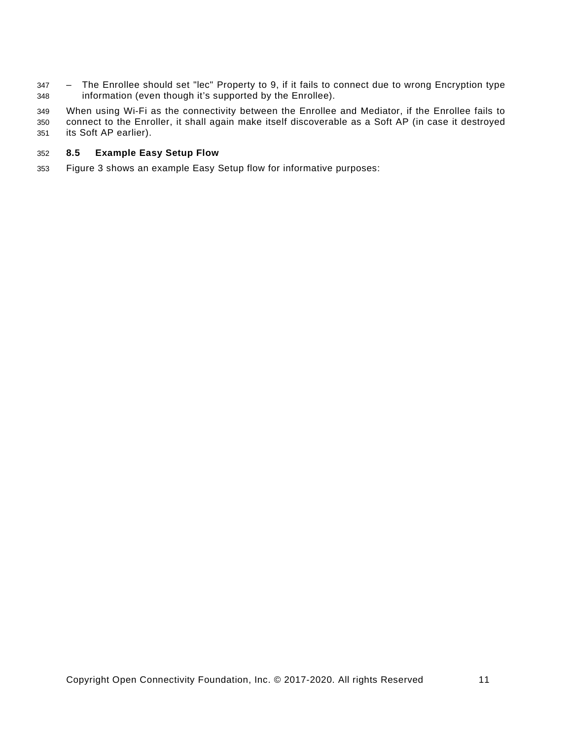- The Enrollee should set "lec" Property to 9, if it fails to connect due to wrong Encryption type information (even though it's supported by the Enrollee).

When using Wi-Fi as the connectivity between the Enrollee and Mediator, if the Enrollee fails to connect to the Enroller, it shall again make itself discoverable as a Soft AP (in case it destroyed its Soft AP earlier).

## 8.5 Example Easy Setup Flow

Figure 3 shows an example Easy Setup flow for informative purposes: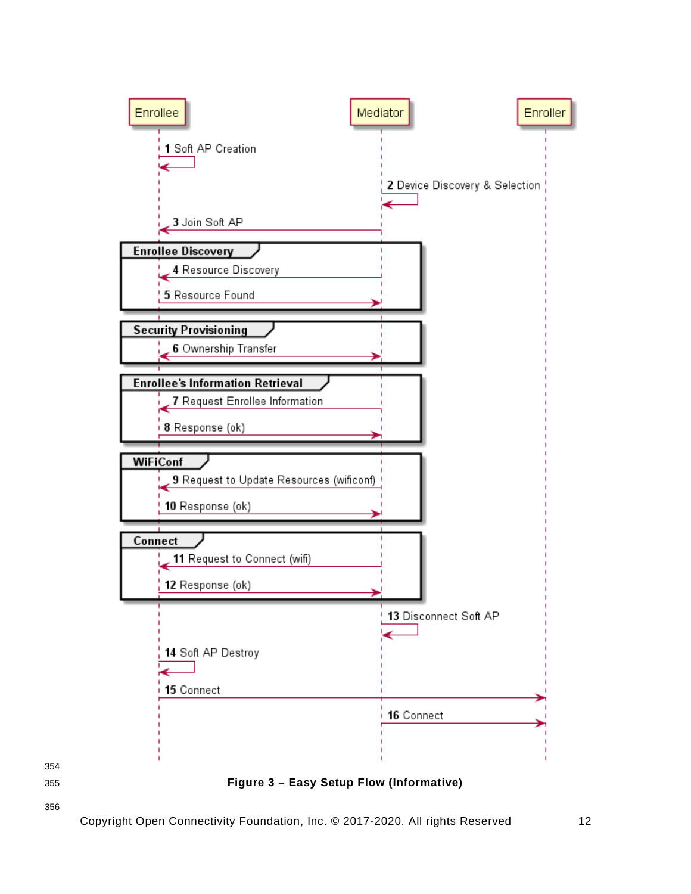Enrollee | Mediator | Enroller

1 Soft AP Creation (Enrollee → Enrollee)

2 Device Discovery & Selection (Mediator → Mediator)

3 Join Soft AP (Mediator → Enrollee)

**Enrollee Discovery**

4 Resource Discovery (Mediator → Enrollee)

5 Resource Found (Enrollee → Mediator)

**Security Provisioning**

6 Ownership Transfer (Enrollee ↔ Mediator)

**Enrollee's Information Retrieval**

7 Request Enrollee Information (Mediator → Enrollee)

8 Response (ok) (Enrollee → Mediator)

**WiFiConf**

9 Request to Update Resources (wificonf) (Mediator → Enrollee)

10 Response (ok) (Enrollee → Mediator)

**Connect**

11 Request to Connect (wifi) (Mediator → Enrollee)

12 Response (ok) (Enrollee → Mediator)

13 Disconnect Soft AP (Mediator → Mediator)

14 Soft AP Destroy (Enrollee → Enrollee)

15 Connect (Enrollee → Enroller)

16 Connect (Mediator → Enroller)

**Figure 3 – Easy Setup Flow (Informative)**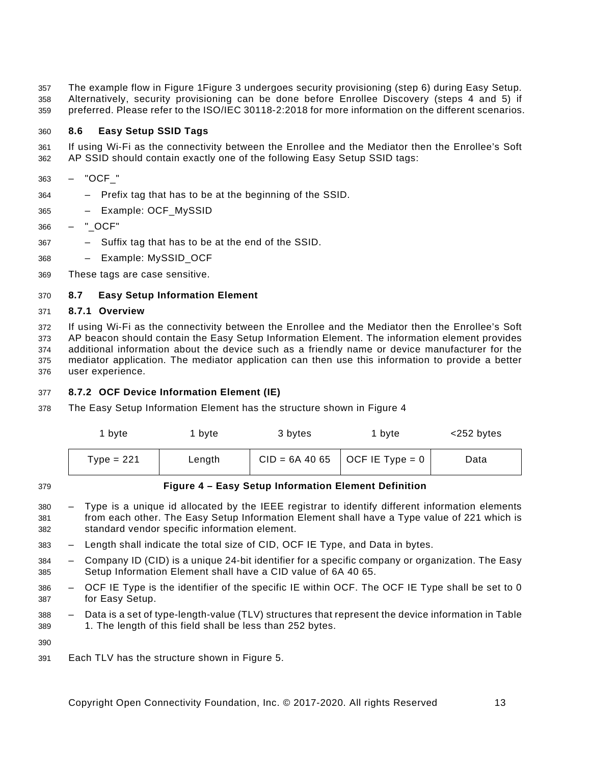The example flow in Figure 1Figure 3 undergoes security provisioning (step 6) during Easy Setup. Alternatively, security provisioning can be done before Enrollee Discovery (steps 4 and 5) if preferred. Please refer to the ISO/IEC 30118-2:2018 for more information on the different scenarios.

## 8.6 Easy Setup SSID Tags

If using Wi-Fi as the connectivity between the Enrollee and the Mediator then the Enrollee's Soft AP SSID should contain exactly one of the following Easy Setup SSID tags:

- "OCF_"
  - Prefix tag that has to be at the beginning of the SSID.
  - Example: OCF_MySSID
- "_OCF"
  - Suffix tag that has to be at the end of the SSID.
  - Example: MySSID_OCF

These tags are case sensitive.

## 8.7 Easy Setup Information Element

### 8.7.1 Overview

If using Wi-Fi as the connectivity between the Enrollee and the Mediator then the Enrollee's Soft AP beacon should contain the Easy Setup Information Element. The information element provides additional information about the device such as a friendly name or device manufacturer for the mediator application. The mediator application can then use this information to provide a better user experience.

### 8.7.2 OCF Device Information Element (IE)

The Easy Setup Information Element has the structure shown in Figure 4

| 1 byte | 1 byte | 3 bytes | 1 byte | <252 bytes |
|---|---|---|---|---|
| Type = 221 | Length | CID = 6A 40 65 | OCF IE Type = 0 | Data |

**Figure 4 – Easy Setup Information Element Definition**

- Type is a unique id allocated by the IEEE registrar to identify different information elements from each other. The Easy Setup Information Element shall have a Type value of 221 which is standard vendor specific information element.
- Length shall indicate the total size of CID, OCF IE Type, and Data in bytes.
- Company ID (CID) is a unique 24-bit identifier for a specific company or organization. The Easy Setup Information Element shall have a CID value of 6A 40 65.
- OCF IE Type is the identifier of the specific IE within OCF. The OCF IE Type shall be set to 0 for Easy Setup.
- Data is a set of type-length-value (TLV) structures that represent the device information in Table 1. The length of this field shall be less than 252 bytes.

Each TLV has the structure shown in Figure 5.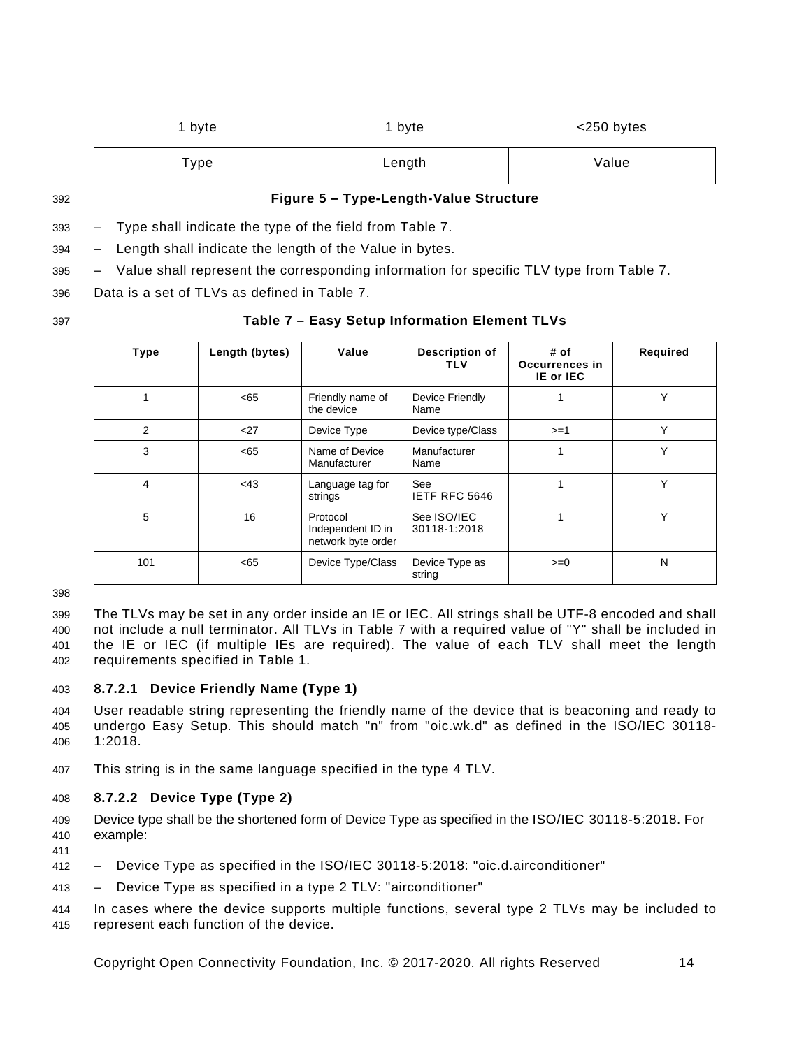| 1 byte | 1 byte | <250 bytes |
|---|---|---|
| Type | Length | Value |

**Figure 5 – Type-Length-Value Structure**

– Type shall indicate the type of the field from Table 7.

– Length shall indicate the length of the Value in bytes.

– Value shall represent the corresponding information for specific TLV type from Table 7.

Data is a set of TLVs as defined in Table 7.

**Table 7 – Easy Setup Information Element TLVs**

| Type | Length (bytes) | Value | Description of TLV | # of Occurrences in IE or IEC | Required |
|---|---|---|---|---|---|
| 1 | <65 | Friendly name of the device | Device Friendly Name | 1 | Y |
| 2 | <27 | Device Type | Device type/Class | >=1 | Y |
| 3 | <65 | Name of Device Manufacturer | Manufacturer Name | 1 | Y |
| 4 | <43 | Language tag for strings | See IETF RFC 5646 | 1 | Y |
| 5 | 16 | Protocol Independent ID in network byte order | See ISO/IEC 30118-1:2018 | 1 | Y |
| 101 | <65 | Device Type/Class | Device Type as string | >=0 | N |

The TLVs may be set in any order inside an IE or IEC. All strings shall be UTF-8 encoded and shall not include a null terminator. All TLVs in Table 7 with a required value of "Y" shall be included in the IE or IEC (if multiple IEs are required). The value of each TLV shall meet the length requirements specified in Table 1.

#### 8.7.2.1 Device Friendly Name (Type 1)

User readable string representing the friendly name of the device that is beaconing and ready to undergo Easy Setup. This should match "n" from "oic.wk.d" as defined in the ISO/IEC 30118-1:2018.

This string is in the same language specified in the type 4 TLV.

#### 8.7.2.2 Device Type (Type 2)

Device type shall be the shortened form of Device Type as specified in the ISO/IEC 30118-5:2018. For example:

– Device Type as specified in the ISO/IEC 30118-5:2018: "oic.d.airconditioner"

– Device Type as specified in a type 2 TLV: "airconditioner"

In cases where the device supports multiple functions, several type 2 TLVs may be included to represent each function of the device.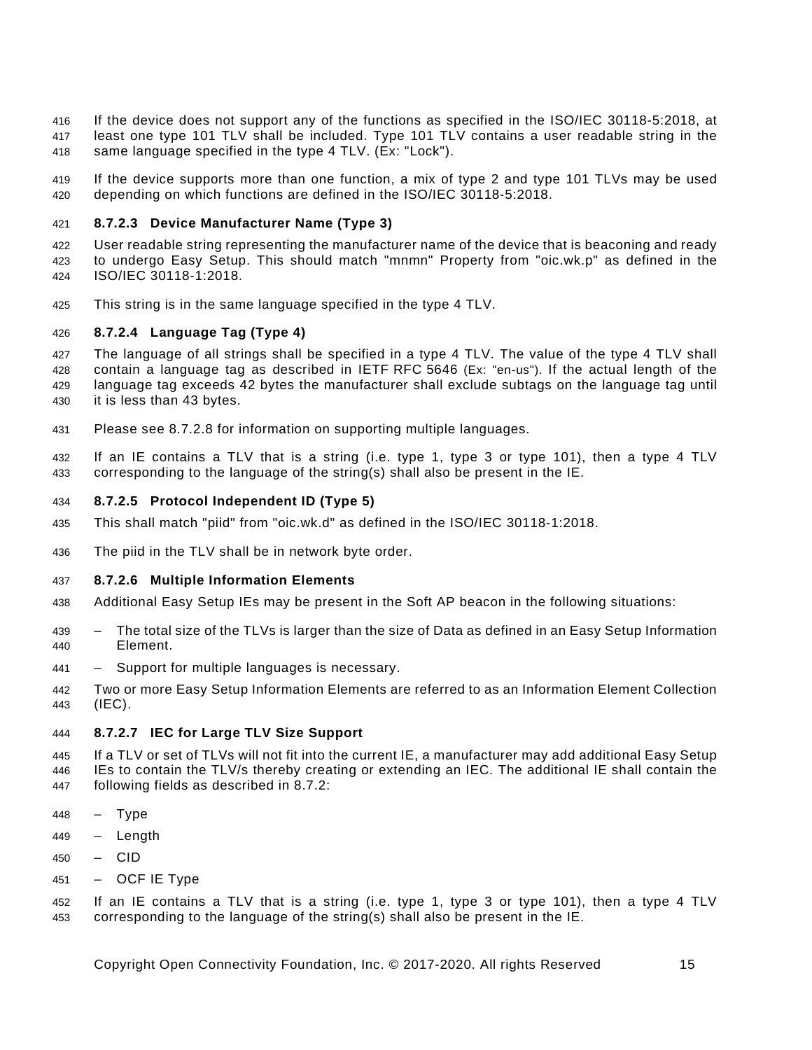If the device does not support any of the functions as specified in the ISO/IEC 30118-5:2018, at least one type 101 TLV shall be included. Type 101 TLV contains a user readable string in the same language specified in the type 4 TLV. (Ex: "Lock").

If the device supports more than one function, a mix of type 2 and type 101 TLVs may be used depending on which functions are defined in the ISO/IEC 30118-5:2018.

#### 8.7.2.3 Device Manufacturer Name (Type 3)

User readable string representing the manufacturer name of the device that is beaconing and ready to undergo Easy Setup. This should match "mnmn" Property from "oic.wk.p" as defined in the ISO/IEC 30118-1:2018.

This string is in the same language specified in the type 4 TLV.

#### 8.7.2.4 Language Tag (Type 4)

The language of all strings shall be specified in a type 4 TLV. The value of the type 4 TLV shall contain a language tag as described in IETF RFC 5646 (Ex: "en-us"). If the actual length of the language tag exceeds 42 bytes the manufacturer shall exclude subtags on the language tag until it is less than 43 bytes.

Please see 8.7.2.8 for information on supporting multiple languages.

If an IE contains a TLV that is a string (i.e. type 1, type 3 or type 101), then a type 4 TLV corresponding to the language of the string(s) shall also be present in the IE.

#### 8.7.2.5 Protocol Independent ID (Type 5)

This shall match "piid" from "oic.wk.d" as defined in the ISO/IEC 30118-1:2018.

The piid in the TLV shall be in network byte order.

#### 8.7.2.6 Multiple Information Elements

Additional Easy Setup IEs may be present in the Soft AP beacon in the following situations:

- The total size of the TLVs is larger than the size of Data as defined in an Easy Setup Information Element.
- Support for multiple languages is necessary.

Two or more Easy Setup Information Elements are referred to as an Information Element Collection (IEC).

#### 8.7.2.7 IEC for Large TLV Size Support

If a TLV or set of TLVs will not fit into the current IE, a manufacturer may add additional Easy Setup IEs to contain the TLV/s thereby creating or extending an IEC. The additional IE shall contain the following fields as described in 8.7.2:

- Type
- Length
- CID
- OCF IE Type

If an IE contains a TLV that is a string (i.e. type 1, type 3 or type 101), then a type 4 TLV corresponding to the language of the string(s) shall also be present in the IE.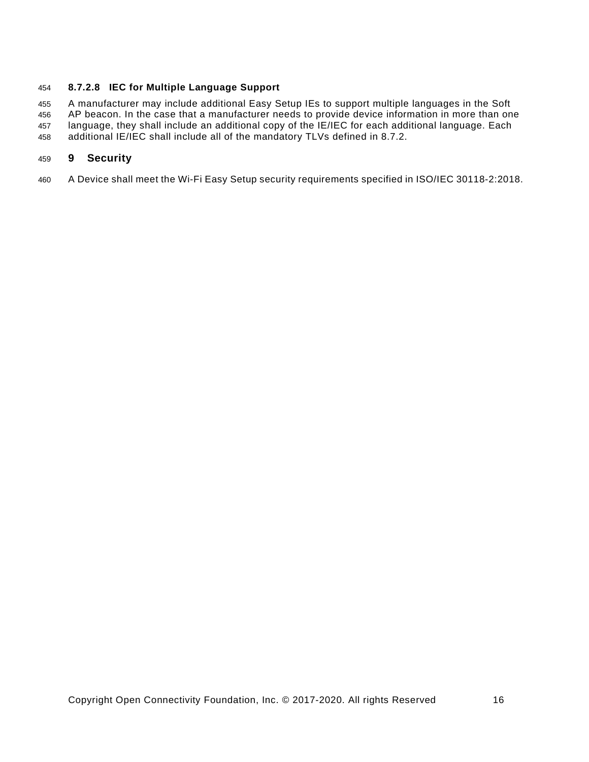#### 8.7.2.8 IEC for Multiple Language Support

A manufacturer may include additional Easy Setup IEs to support multiple languages in the Soft AP beacon. In the case that a manufacturer needs to provide device information in more than one language, they shall include an additional copy of the IE/IEC for each additional language. Each additional IE/IEC shall include all of the mandatory TLVs defined in 8.7.2.

# 9 Security

A Device shall meet the Wi-Fi Easy Setup security requirements specified in ISO/IEC 30118-2:2018.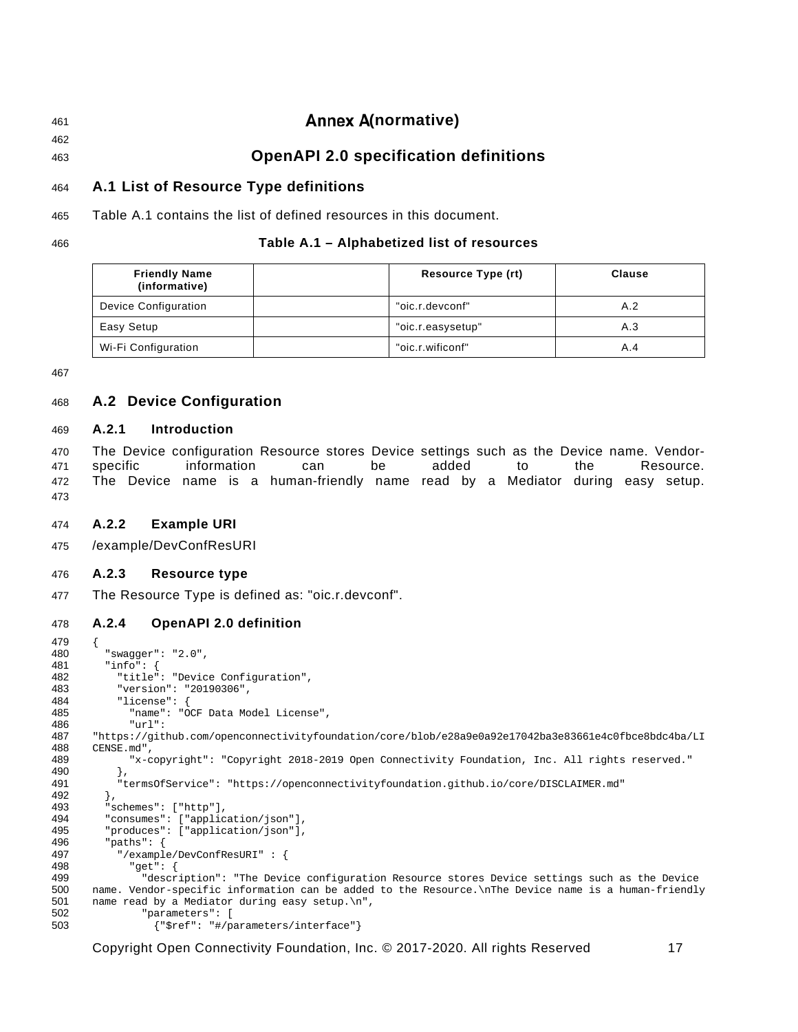# Annex A (normative)

# OpenAPI 2.0 specification definitions

## A.1 List of Resource Type definitions

Table A.1 contains the list of defined resources in this document.

**Table A.1 – Alphabetized list of resources**

| Friendly Name (informative) | | Resource Type (rt) | Clause |
|---|---|---|---|
| Device Configuration | | "oic.r.devconf" | A.2 |
| Easy Setup | | "oic.r.easysetup" | A.3 |
| Wi-Fi Configuration | | "oic.r.wificonf" | A.4 |

## A.2 Device Configuration

### A.2.1 Introduction

The Device configuration Resource stores Device settings such as the Device name. Vendor-specific information can be added to the Resource. The Device name is a human-friendly name read by a Mediator during easy setup.

### A.2.2 Example URI

/example/DevConfResURI

### A.2.3 Resource type

The Resource Type is defined as: "oic.r.devconf".

### A.2.4 OpenAPI 2.0 definition

```
{
  "swagger": "2.0",
  "info": {
    "title": "Device Configuration",
    "version": "20190306",
    "license": {
      "name": "OCF Data Model License",
      "url":
"https://github.com/openconnectivityfoundation/core/blob/e28a9e0a92e17042ba3e83661e4c0fbce8bdc4ba/LICENSE.md",
      "x-copyright": "Copyright 2018-2019 Open Connectivity Foundation, Inc. All rights reserved."
    },
    "termsOfService": "https://openconnectivityfoundation.github.io/core/DISCLAIMER.md"
  },
  "schemes": ["http"],
  "consumes": ["application/json"],
  "produces": ["application/json"],
  "paths": {
    "/example/DevConfResURI" : {
      "get": {
        "description": "The Device configuration Resource stores Device settings such as the Device name. Vendor-specific information can be added to the Resource.\nThe Device name is a human-friendly name read by a Mediator during easy setup.\n",
        "parameters": [
          {"$ref": "#/parameters/interface"}
```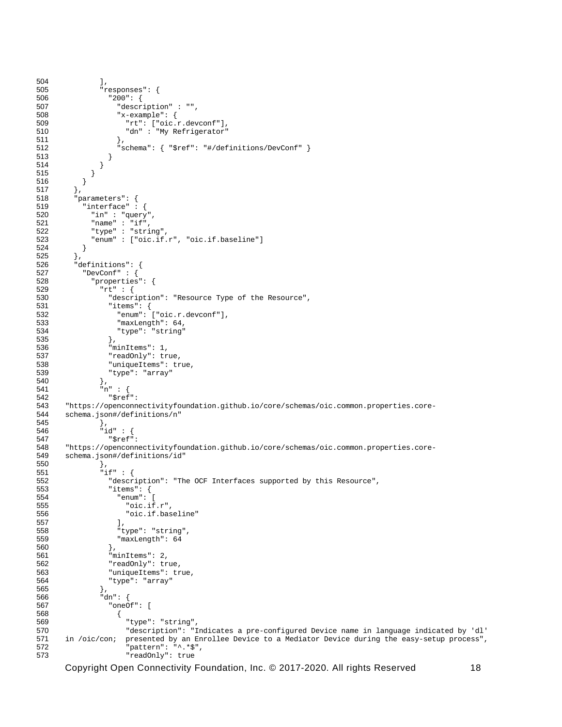```
504          ],
505          "responses": {
506            "200": {
507              "description" : "",
508              "x-example": {
509                "rt": ["oic.r.devconf"],
510                "dn" : "My Refrigerator"
511              },
512              "schema": { "$ref": "#/definitions/DevConf" }
513            }
514          }
515        }
516      }
517    },
518    "parameters": {
519      "interface" : {
520        "in" : "query",
521        "name" : "if",
522        "type" : "string",
523        "enum" : ["oic.if.r", "oic.if.baseline"]
524      }
525    },
526    "definitions": {
527      "DevConf" : {
528        "properties": {
529          "rt" : {
530            "description": "Resource Type of the Resource",
531            "items": {
532              "enum": ["oic.r.devconf"],
533              "maxLength": 64,
534              "type": "string"
535            },
536            "minItems": 1,
537            "readOnly": true,
538            "uniqueItems": true,
539            "type": "array"
540          },
541          "n" : {
542            "$ref":
543  "https://openconnectivityfoundation.github.io/core/schemas/oic.common.properties.core-
544  schema.json#/definitions/n"
545          },
546          "id" : {
547            "$ref":
548  "https://openconnectivityfoundation.github.io/core/schemas/oic.common.properties.core-
549  schema.json#/definitions/id"
550          },
551          "if" : {
552            "description": "The OCF Interfaces supported by this Resource",
553            "items": {
554              "enum": [
555                "oic.if.r",
556                "oic.if.baseline"
557              ],
558              "type": "string",
559              "maxLength": 64
560            },
561            "minItems": 2,
562            "readOnly": true,
563            "uniqueItems": true,
564            "type": "array"
565          },
566          "dn": {
567            "oneOf": [
568              {
569                "type": "string",
570                "description": "Indicates a pre-configured Device name in language indicated by 'dl'
571  in /oic/con;  presented by an Enrollee Device to a Mediator Device during the easy-setup process",
572                "pattern": "^.*$",
573                "readOnly": true
```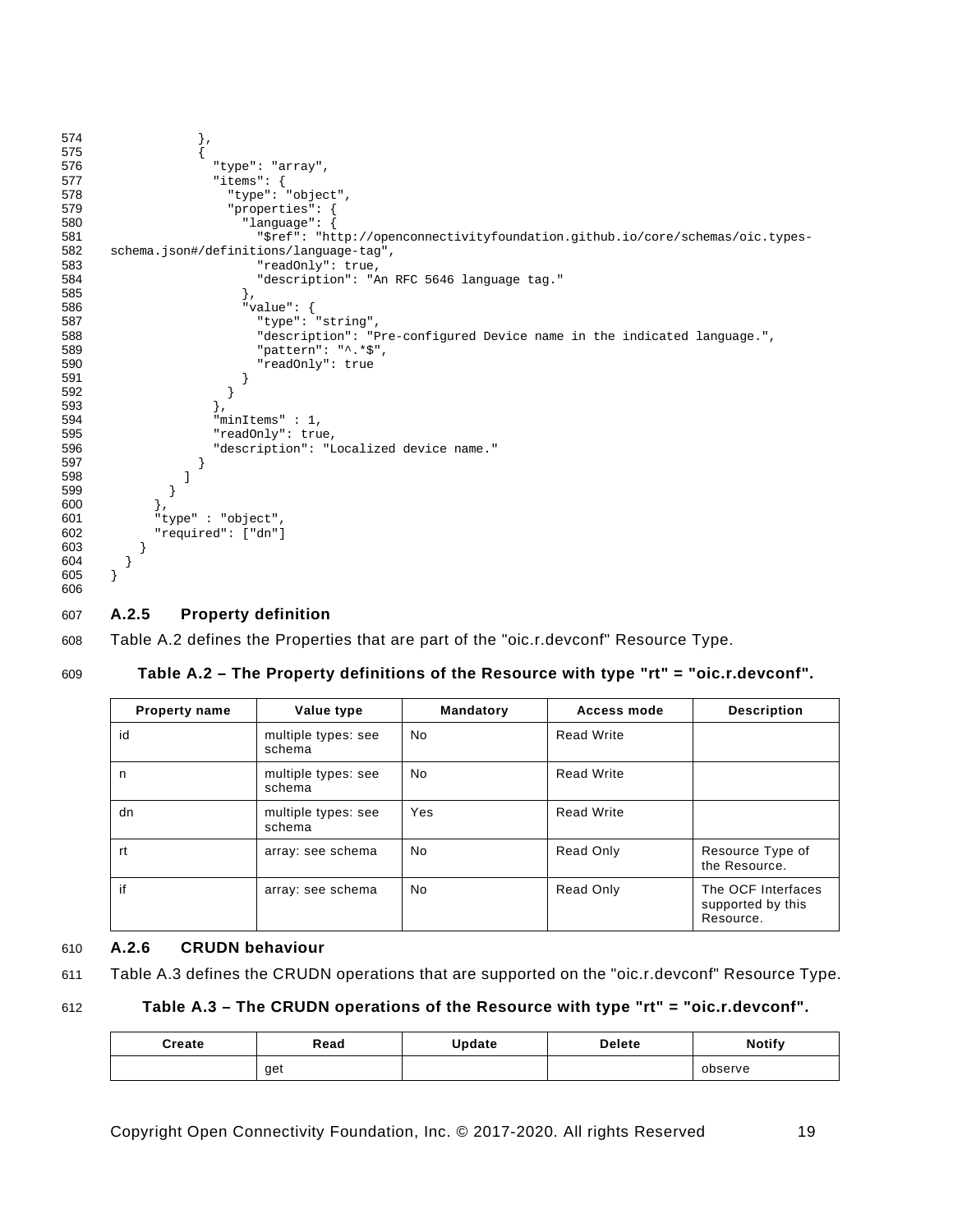```
            },
            {
              "type": "array",
              "items": {
                "type": "object",
                "properties": {
                  "language": {
                    "$ref": "http://openconnectivityfoundation.github.io/core/schemas/oic.types-schema.json#/definitions/language-tag",
                    "readOnly": true,
                    "description": "An RFC 5646 language tag."
                  },
                  "value": {
                    "type": "string",
                    "description": "Pre-configured Device name in the indicated language.",
                    "pattern": "^.*$",
                    "readOnly": true
                  }
                }
              },
              "minItems" : 1,
              "readOnly": true,
              "description": "Localized device name."
            }
          ]
        }
      },
      "type" : "object",
      "required": ["dn"]
    }
  }
}
```

### A.2.5 Property definition

Table A.2 defines the Properties that are part of the "oic.r.devconf" Resource Type.

**Table A.2 – The Property definitions of the Resource with type "rt" = "oic.r.devconf".**

| Property name | Value type | Mandatory | Access mode | Description |
|---|---|---|---|---|
| id | multiple types: see schema | No | Read Write | |
| n | multiple types: see schema | No | Read Write | |
| dn | multiple types: see schema | Yes | Read Write | |
| rt | array: see schema | No | Read Only | Resource Type of the Resource. |
| if | array: see schema | No | Read Only | The OCF Interfaces supported by this Resource. |

### A.2.6 CRUDN behaviour

Table A.3 defines the CRUDN operations that are supported on the "oic.r.devconf" Resource Type.

**Table A.3 – The CRUDN operations of the Resource with type "rt" = "oic.r.devconf".**

| Create | Read | Update | Delete | Notify |
|---|---|---|---|---|
| | get | | | observe |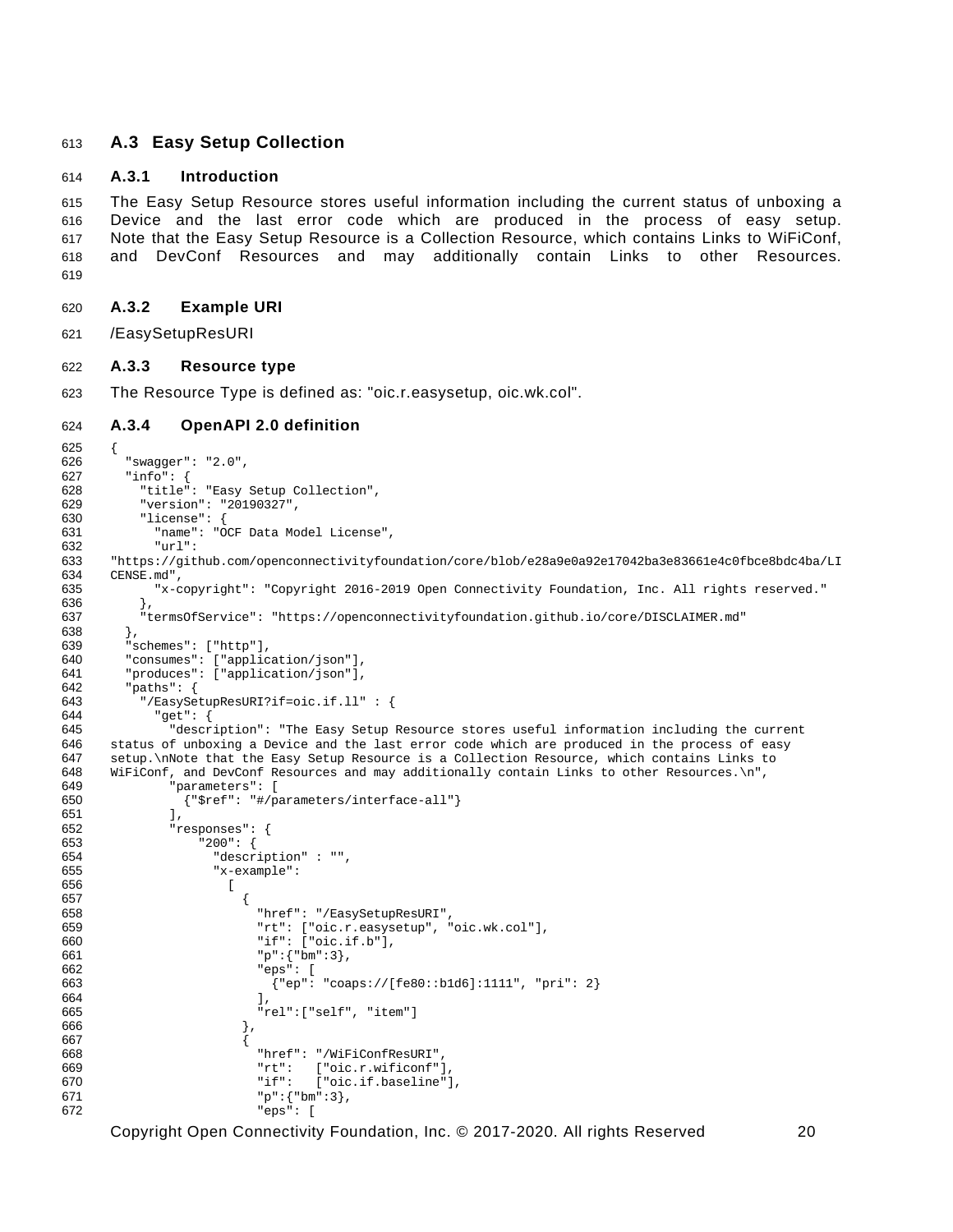## A.3 Easy Setup Collection

### A.3.1 Introduction

The Easy Setup Resource stores useful information including the current status of unboxing a Device and the last error code which are produced in the process of easy setup. Note that the Easy Setup Resource is a Collection Resource, which contains Links to WiFiConf, and DevConf Resources and may additionally contain Links to other Resources.

### A.3.2 Example URI

/EasySetupResURI

### A.3.3 Resource type

The Resource Type is defined as: "oic.r.easysetup, oic.wk.col".

### A.3.4 OpenAPI 2.0 definition

```
{
  "swagger": "2.0",
  "info": {
    "title": "Easy Setup Collection",
    "version": "20190327",
    "license": {
      "name": "OCF Data Model License",
      "url":
"https://github.com/openconnectivityfoundation/core/blob/e28a9e0a92e17042ba3e83661e4c0fbce8bdc4ba/LI
CENSE.md",
      "x-copyright": "Copyright 2016-2019 Open Connectivity Foundation, Inc. All rights reserved."
    },
    "termsOfService": "https://openconnectivityfoundation.github.io/core/DISCLAIMER.md"
  },
  "schemes": ["http"],
  "consumes": ["application/json"],
  "produces": ["application/json"],
  "paths": {
    "/EasySetupResURI?if=oic.if.ll" : {
      "get": {
        "description": "The Easy Setup Resource stores useful information including the current
status of unboxing a Device and the last error code which are produced in the process of easy
setup.\nNote that the Easy Setup Resource is a Collection Resource, which contains Links to
WiFiConf, and DevConf Resources and may additionally contain Links to other Resources.\n",
        "parameters": [
          {"$ref": "#/parameters/interface-all"}
        ],
        "responses": {
            "200": {
              "description" : "",
              "x-example":
                [
                  {
                    "href": "/EasySetupResURI",
                    "rt": ["oic.r.easysetup", "oic.wk.col"],
                    "if": ["oic.if.b"],
                    "p":{"bm":3},
                    "eps": [
                      {"ep": "coaps://[fe80::b1d6]:1111", "pri": 2}
                    ],
                    "rel":["self", "item"]
                  },
                  {
                    "href": "/WiFiConfResURI",
                    "rt":   ["oic.r.wificonf"],
                    "if":   ["oic.if.baseline"],
                    "p":{"bm":3},
                    "eps": [
```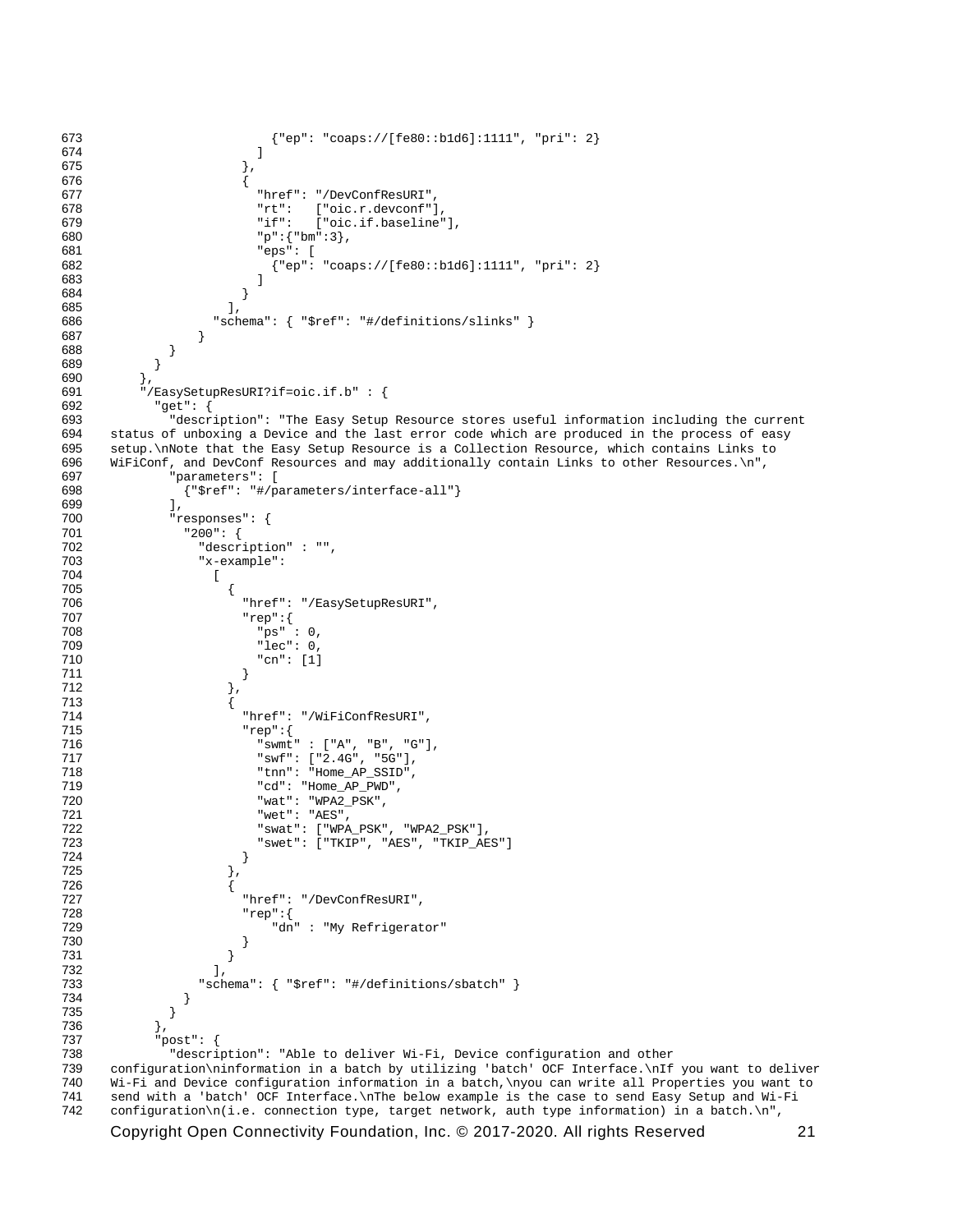```
                        {"ep": "coaps://[fe80::b1d6]:1111", "pri": 2}
                      ]
                    },
                    {
                      "href": "/DevConfResURI",
                      "rt":   ["oic.r.devconf"],
                      "if":   ["oic.if.baseline"],
                      "p":{"bm":3},
                      "eps": [
                        {"ep": "coaps://[fe80::b1d6]:1111", "pri": 2}
                      ]
                    }
                  ],
                "schema": { "$ref": "#/definitions/slinks" }
              }
          }
        }
      },
      "/EasySetupResURI?if=oic.if.b" : {
        "get": {
          "description": "The Easy Setup Resource stores useful information including the current
status of unboxing a Device and the last error code which are produced in the process of easy
setup.\nNote that the Easy Setup Resource is a Collection Resource, which contains Links to
WiFiConf, and DevConf Resources and may additionally contain Links to other Resources.\n",
          "parameters": [
            {"$ref": "#/parameters/interface-all"}
          ],
          "responses": {
            "200": {
              "description" : "",
              "x-example":
                [
                  {
                    "href": "/EasySetupResURI",
                    "rep":{
                      "ps" : 0,
                      "lec": 0,
                      "cn": [1]
                    }
                  },
                  {
                    "href": "/WiFiConfResURI",
                    "rep":{
                      "swmt" : ["A", "B", "G"],
                      "swf": ["2.4G", "5G"],
                      "tnn": "Home_AP_SSID",
                      "cd": "Home_AP_PWD",
                      "wat": "WPA2_PSK",
                      "wet": "AES",
                      "swat": ["WPA_PSK", "WPA2_PSK"],
                      "swet": ["TKIP", "AES", "TKIP_AES"]
                    }
                  },
                  {
                    "href": "/DevConfResURI",
                    "rep":{
                        "dn" : "My Refrigerator"
                    }
                  }
                ],
              "schema": { "$ref": "#/definitions/sbatch" }
            }
          }
        },
        "post": {
          "description": "Able to deliver Wi-Fi, Device configuration and other
configuration\ninformation in a batch by utilizing 'batch' OCF Interface.\nIf you want to deliver
Wi-Fi and Device configuration information in a batch,\nyou can write all Properties you want to
send with a 'batch' OCF Interface.\nThe below example is the case to send Easy Setup and Wi-Fi
configuration\n(i.e. connection type, target network, auth type information) in a batch.\n",
```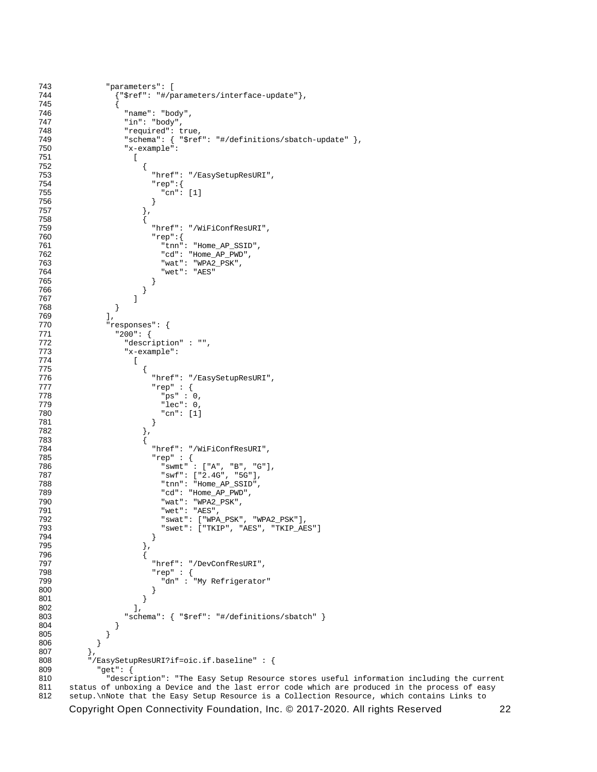```
743          "parameters": [
744            {"$ref": "#/parameters/interface-update"},
745            {
746              "name": "body",
747              "in": "body",
748              "required": true,
749              "schema": { "$ref": "#/definitions/sbatch-update" },
750              "x-example":
751                [
752                  {
753                    "href": "/EasySetupResURI",
754                    "rep":{
755                      "cn": [1]
756                    }
757                  },
758                  {
759                    "href": "/WiFiConfResURI",
760                    "rep":{
761                      "tnn": "Home_AP_SSID",
762                      "cd": "Home_AP_PWD",
763                      "wat": "WPA2_PSK",
764                      "wet": "AES"
765                    }
766                  }
767                ]
768            }
769          ],
770          "responses": {
771            "200": {
772              "description" : "",
773              "x-example":
774                [
775                  {
776                    "href": "/EasySetupResURI",
777                    "rep" : {
778                      "ps" : 0,
779                      "lec": 0,
780                      "cn": [1]
781                    }
782                  },
783                  {
784                    "href": "/WiFiConfResURI",
785                    "rep" : {
786                      "swmt" : ["A", "B", "G"],
787                      "swf": ["2.4G", "5G"],
788                      "tnn": "Home_AP_SSID",
789                      "cd": "Home_AP_PWD",
790                      "wat": "WPA2_PSK",
791                      "wet": "AES",
792                      "swat": ["WPA_PSK", "WPA2_PSK"],
793                      "swet": ["TKIP", "AES", "TKIP_AES"]
794                    }
795                  },
796                  {
797                    "href": "/DevConfResURI",
798                    "rep" : {
799                      "dn" : "My Refrigerator"
800                    }
801                  }
802                ],
803              "schema": { "$ref": "#/definitions/sbatch" }
804            }
805          }
806        }
807      },
808      "/EasySetupResURI?if=oic.if.baseline" : {
809        "get": {
810          "description": "The Easy Setup Resource stores useful information including the current
811  status of unboxing a Device and the last error code which are produced in the process of easy
812  setup.\nNote that the Easy Setup Resource is a Collection Resource, which contains Links to
```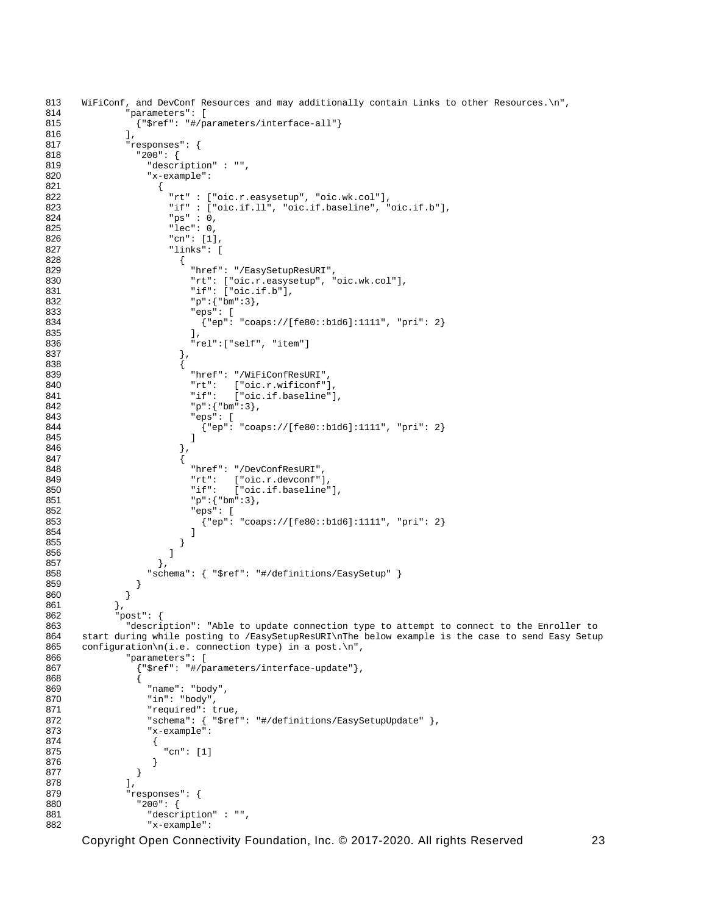```
813    WiFiConf, and DevConf Resources and may additionally contain Links to other Resources.\n",
814            "parameters": [
815              {"$ref": "#/parameters/interface-all"}
816            ],
817            "responses": {
818              "200": {
819                "description" : "",
820                "x-example":
821                  {
822                    "rt" : ["oic.r.easysetup", "oic.wk.col"],
823                    "if" : ["oic.if.ll", "oic.if.baseline", "oic.if.b"],
824                    "ps" : 0,
825                    "lec": 0,
826                    "cn": [1],
827                    "links": [
828                      {
829                        "href": "/EasySetupResURI",
830                        "rt": ["oic.r.easysetup", "oic.wk.col"],
831                        "if": ["oic.if.b"],
832                        "p":{"bm":3},
833                        "eps": [
834                          {"ep": "coaps://[fe80::b1d6]:1111", "pri": 2}
835                        ],
836                        "rel":["self", "item"]
837                      },
838                      {
839                        "href": "/WiFiConfResURI",
840                        "rt":   ["oic.r.wificonf"],
841                        "if":   ["oic.if.baseline"],
842                        "p":{"bm":3},
843                        "eps": [
844                          {"ep": "coaps://[fe80::b1d6]:1111", "pri": 2}
845                        ]
846                      },
847                      {
848                        "href": "/DevConfResURI",
849                        "rt":   ["oic.r.devconf"],
850                        "if":   ["oic.if.baseline"],
851                        "p":{"bm":3},
852                        "eps": [
853                          {"ep": "coaps://[fe80::b1d6]:1111", "pri": 2}
854                        ]
855                      }
856                    ]
857                  },
858                "schema": { "$ref": "#/definitions/EasySetup" }
859              }
860            }
861          },
862          "post": {
863            "description": "Able to update connection type to attempt to connect to the Enroller to
864    start during while posting to /EasySetupResURI\nThe below example is the case to send Easy Setup
865    configuration\n(i.e. connection type) in a post.\n",
866            "parameters": [
867              {"$ref": "#/parameters/interface-update"},
868              {
869                "name": "body",
870                "in": "body",
871                "required": true,
872                "schema": { "$ref": "#/definitions/EasySetupUpdate" },
873                "x-example":
874                 {
875                   "cn": [1]
876                 }
877              }
878            ],
879            "responses": {
880              "200": {
881                "description" : "",
882                "x-example":
```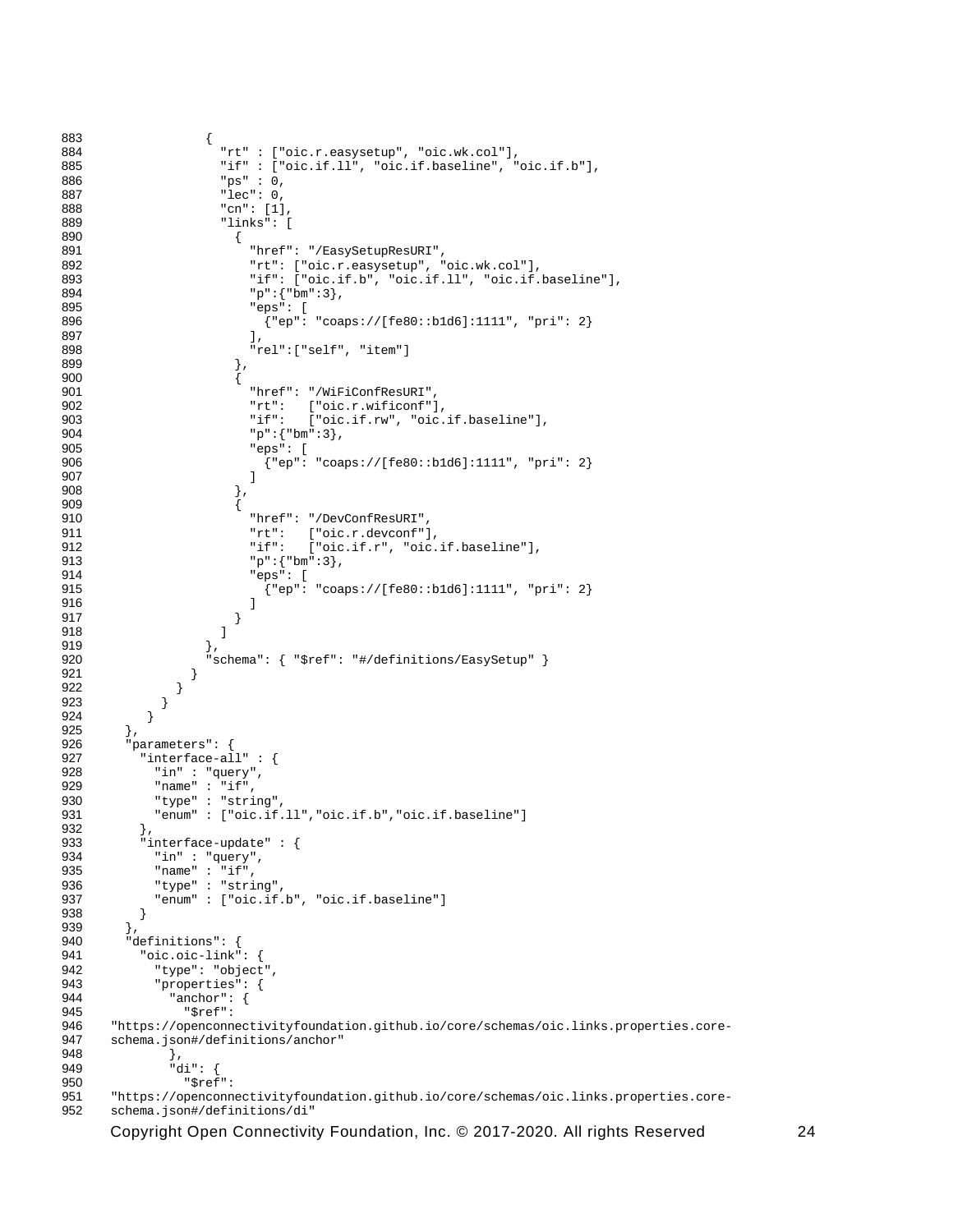```
883               {
884                 "rt" : ["oic.r.easysetup", "oic.wk.col"],
885                 "if" : ["oic.if.ll", "oic.if.baseline", "oic.if.b"],
886                 "ps" : 0,
887                 "lec": 0,
888                 "cn": [1],
889                 "links": [
890                   {
891                     "href": "/EasySetupResURI",
892                     "rt": ["oic.r.easysetup", "oic.wk.col"],
893                     "if": ["oic.if.b", "oic.if.ll", "oic.if.baseline"],
894                     "p":{"bm":3},
895                     "eps": [
896                       {"ep": "coaps://[fe80::b1d6]:1111", "pri": 2}
897                     ],
898                     "rel":["self", "item"]
899                   },
900                   {
901                     "href": "/WiFiConfResURI",
902                     "rt":   ["oic.r.wificonf"],
903                     "if":   ["oic.if.rw", "oic.if.baseline"],
904                     "p":{"bm":3},
905                     "eps": [
906                       {"ep": "coaps://[fe80::b1d6]:1111", "pri": 2}
907                     ]
908                   },
909                   {
910                     "href": "/DevConfResURI",
911                     "rt":   ["oic.r.devconf"],
912                     "if":   ["oic.if.r", "oic.if.baseline"],
913                     "p":{"bm":3},
914                     "eps": [
915                       {"ep": "coaps://[fe80::b1d6]:1111", "pri": 2}
916                     ]
917                   }
918                 ]
919               },
920               "schema": { "$ref": "#/definitions/EasySetup" }
921             }
922           }
923         }
924       }
925     },
926     "parameters": {
927       "interface-all" : {
928         "in" : "query",
929         "name" : "if",
930         "type" : "string",
931         "enum" : ["oic.if.ll","oic.if.b","oic.if.baseline"]
932       },
933       "interface-update" : {
934         "in" : "query",
935         "name" : "if",
936         "type" : "string",
937         "enum" : ["oic.if.b", "oic.if.baseline"]
938       }
939     },
940     "definitions": {
941       "oic.oic-link": {
942         "type": "object",
943         "properties": {
944           "anchor": {
945             "$ref":
946 "https://openconnectivityfoundation.github.io/core/schemas/oic.links.properties.core-
947 schema.json#/definitions/anchor"
948           },
949           "di": {
950             "$ref":
951 "https://openconnectivityfoundation.github.io/core/schemas/oic.links.properties.core-
952 schema.json#/definitions/di"
```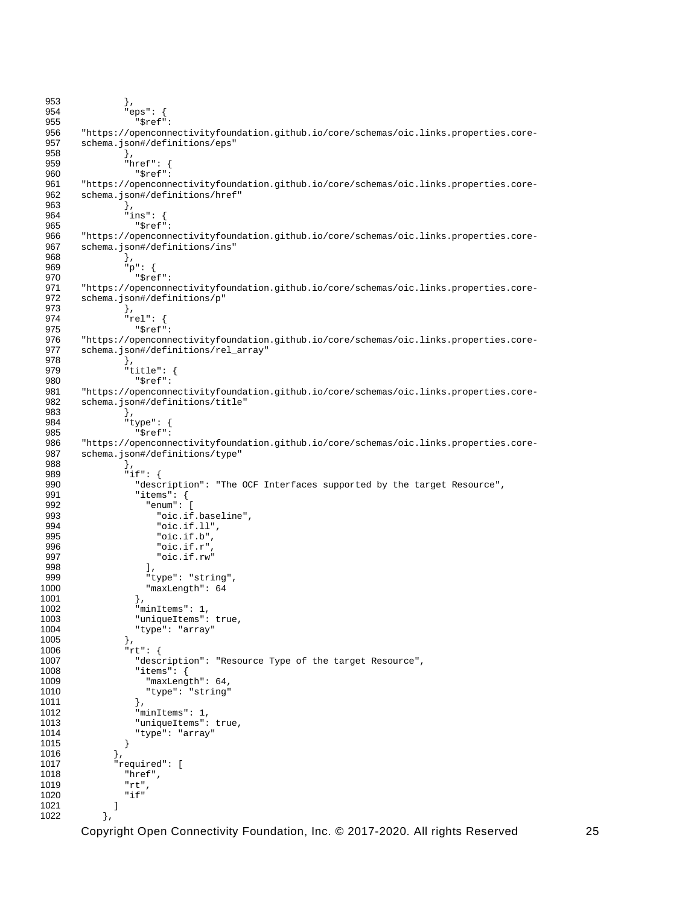```
        },
        "eps": {
          "$ref":
"https://openconnectivityfoundation.github.io/core/schemas/oic.links.properties.core-
schema.json#/definitions/eps"
        },
        "href": {
          "$ref":
"https://openconnectivityfoundation.github.io/core/schemas/oic.links.properties.core-
schema.json#/definitions/href"
        },
        "ins": {
          "$ref":
"https://openconnectivityfoundation.github.io/core/schemas/oic.links.properties.core-
schema.json#/definitions/ins"
        },
        "p": {
          "$ref":
"https://openconnectivityfoundation.github.io/core/schemas/oic.links.properties.core-
schema.json#/definitions/p"
        },
        "rel": {
          "$ref":
"https://openconnectivityfoundation.github.io/core/schemas/oic.links.properties.core-
schema.json#/definitions/rel_array"
        },
        "title": {
          "$ref":
"https://openconnectivityfoundation.github.io/core/schemas/oic.links.properties.core-
schema.json#/definitions/title"
        },
        "type": {
          "$ref":
"https://openconnectivityfoundation.github.io/core/schemas/oic.links.properties.core-
schema.json#/definitions/type"
        },
        "if": {
          "description": "The OCF Interfaces supported by the target Resource",
          "items": {
            "enum": [
              "oic.if.baseline",
              "oic.if.ll",
              "oic.if.b",
              "oic.if.r",
              "oic.if.rw"
            ],
            "type": "string",
            "maxLength": 64
          },
          "minItems": 1,
          "uniqueItems": true,
          "type": "array"
        },
        "rt": {
          "description": "Resource Type of the target Resource",
          "items": {
            "maxLength": 64,
            "type": "string"
          },
          "minItems": 1,
          "uniqueItems": true,
          "type": "array"
        }
      },
      "required": [
        "href",
        "rt",
        "if"
      ]
    },
```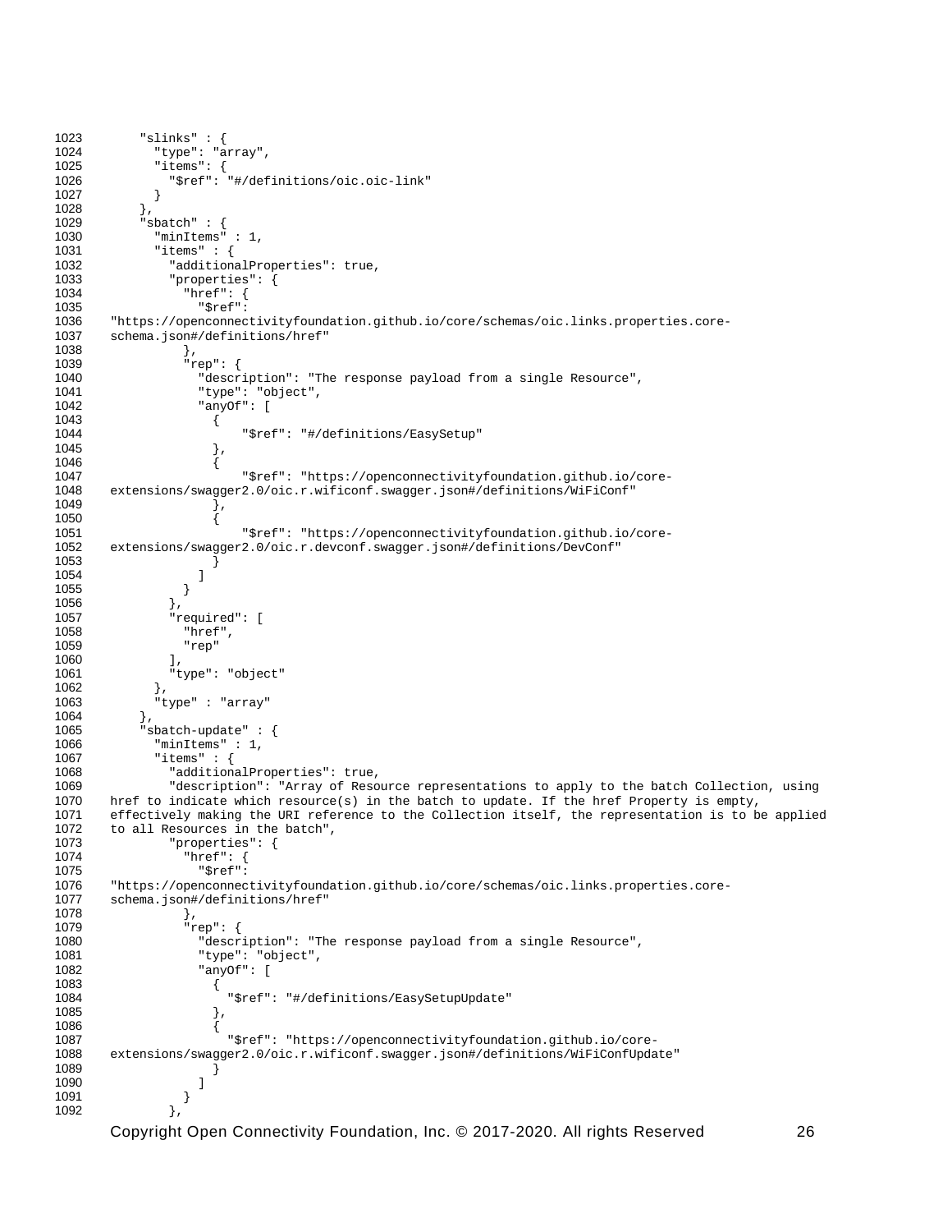```
1023        "slinks" : {
1024          "type": "array",
1025          "items": {
1026            "$ref": "#/definitions/oic.oic-link"
1027          }
1028        },
1029        "sbatch" : {
1030          "minItems" : 1,
1031          "items" : {
1032            "additionalProperties": true,
1033            "properties": {
1034              "href": {
1035                "$ref":
1036    "https://openconnectivityfoundation.github.io/core/schemas/oic.links.properties.core-
1037    schema.json#/definitions/href"
1038              },
1039              "rep": {
1040                "description": "The response payload from a single Resource",
1041                "type": "object",
1042                "anyOf": [
1043                  {
1044                      "$ref": "#/definitions/EasySetup"
1045                  },
1046                  {
1047                      "$ref": "https://openconnectivityfoundation.github.io/core-
1048    extensions/swagger2.0/oic.r.wificonf.swagger.json#/definitions/WiFiConf"
1049                  },
1050                  {
1051                      "$ref": "https://openconnectivityfoundation.github.io/core-
1052    extensions/swagger2.0/oic.r.devconf.swagger.json#/definitions/DevConf"
1053                  }
1054                ]
1055              }
1056            },
1057            "required": [
1058              "href",
1059              "rep"
1060            ],
1061            "type": "object"
1062          },
1063          "type" : "array"
1064        },
1065        "sbatch-update" : {
1066          "minItems" : 1,
1067          "items" : {
1068            "additionalProperties": true,
1069            "description": "Array of Resource representations to apply to the batch Collection, using
1070    href to indicate which resource(s) in the batch to update. If the href Property is empty,
1071    effectively making the URI reference to the Collection itself, the representation is to be applied
1072    to all Resources in the batch",
1073            "properties": {
1074              "href": {
1075                "$ref":
1076    "https://openconnectivityfoundation.github.io/core/schemas/oic.links.properties.core-
1077    schema.json#/definitions/href"
1078              },
1079              "rep": {
1080                "description": "The response payload from a single Resource",
1081                "type": "object",
1082                "anyOf": [
1083                  {
1084                    "$ref": "#/definitions/EasySetupUpdate"
1085                  },
1086                  {
1087                    "$ref": "https://openconnectivityfoundation.github.io/core-
1088    extensions/swagger2.0/oic.r.wificonf.swagger.json#/definitions/WiFiConfUpdate"
1089                  }
1090                ]
1091              }
1092            },
```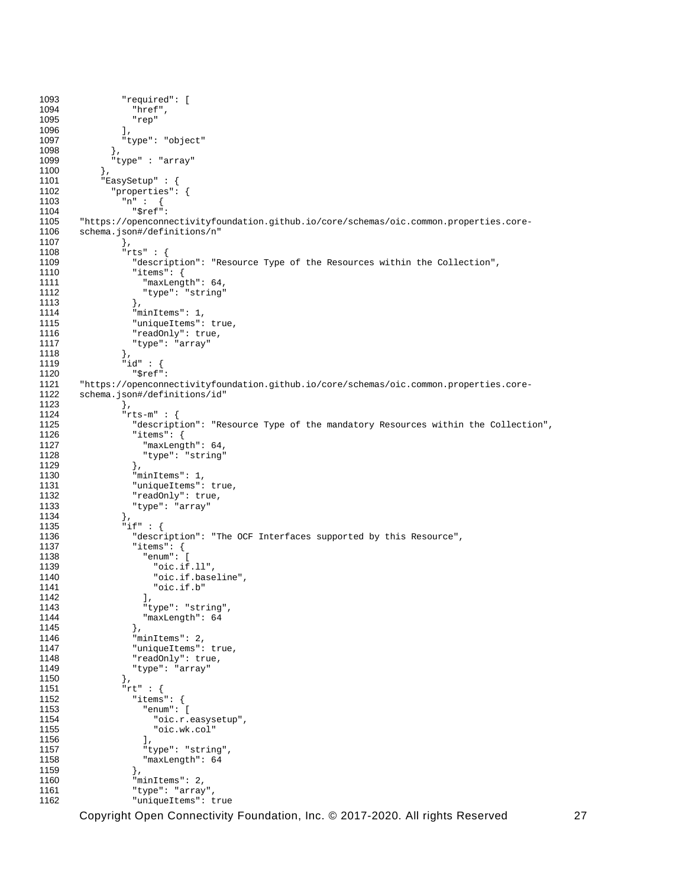```
1093            "required": [
1094              "href",
1095              "rep"
1096            ],
1097            "type": "object"
1098          },
1099          "type" : "array"
1100        },
1101        "EasySetup" : {
1102          "properties": {
1103            "n" :  {
1104              "$ref":
1105    "https://openconnectivityfoundation.github.io/core/schemas/oic.common.properties.core-
1106    schema.json#/definitions/n"
1107            },
1108            "rts" : {
1109              "description": "Resource Type of the Resources within the Collection",
1110              "items": {
1111                "maxLength": 64,
1112                "type": "string"
1113              },
1114              "minItems": 1,
1115              "uniqueItems": true,
1116              "readOnly": true,
1117              "type": "array"
1118            },
1119            "id" : {
1120              "$ref":
1121    "https://openconnectivityfoundation.github.io/core/schemas/oic.common.properties.core-
1122    schema.json#/definitions/id"
1123            },
1124            "rts-m" : {
1125              "description": "Resource Type of the mandatory Resources within the Collection",
1126              "items": {
1127                "maxLength": 64,
1128                "type": "string"
1129              },
1130              "minItems": 1,
1131              "uniqueItems": true,
1132              "readOnly": true,
1133              "type": "array"
1134            },
1135            "if" : {
1136              "description": "The OCF Interfaces supported by this Resource",
1137              "items": {
1138                "enum": [
1139                  "oic.if.ll",
1140                  "oic.if.baseline",
1141                  "oic.if.b"
1142                ],
1143                "type": "string",
1144                "maxLength": 64
1145              },
1146              "minItems": 2,
1147              "uniqueItems": true,
1148              "readOnly": true,
1149              "type": "array"
1150            },
1151            "rt" : {
1152              "items": {
1153                "enum": [
1154                  "oic.r.easysetup",
1155                  "oic.wk.col"
1156                ],
1157                "type": "string",
1158                "maxLength": 64
1159              },
1160              "minItems": 2,
1161              "type": "array",
1162              "uniqueItems": true
```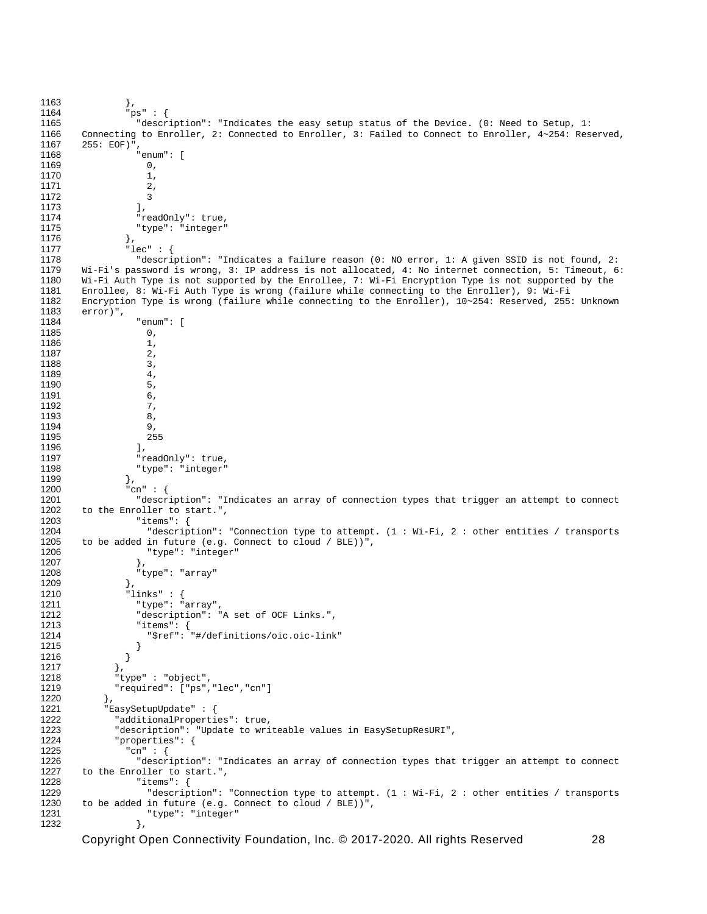```
1163          },
1164          "ps" : {
1165            "description": "Indicates the easy setup status of the Device. (0: Need to Setup, 1:
1166    Connecting to Enroller, 2: Connected to Enroller, 3: Failed to Connect to Enroller, 4~254: Reserved,
1167    255: EOF)",
1168            "enum": [
1169              0,
1170              1,
1171              2,
1172              3
1173            ],
1174            "readOnly": true,
1175            "type": "integer"
1176          },
1177          "lec" : {
1178            "description": "Indicates a failure reason (0: NO error, 1: A given SSID is not found, 2:
1179    Wi-Fi's password is wrong, 3: IP address is not allocated, 4: No internet connection, 5: Timeout, 6:
1180    Wi-Fi Auth Type is not supported by the Enrollee, 7: Wi-Fi Encryption Type is not supported by the
1181    Enrollee, 8: Wi-Fi Auth Type is wrong (failure while connecting to the Enroller), 9: Wi-Fi
1182    Encryption Type is wrong (failure while connecting to the Enroller), 10~254: Reserved, 255: Unknown
1183    error)",
1184            "enum": [
1185              0,
1186              1,
1187              2,
1188              3,
1189              4,
1190              5,
1191              6,
1192              7,
1193              8,
1194              9,
1195              255
1196            ],
1197            "readOnly": true,
1198            "type": "integer"
1199          },
1200          "cn" : {
1201            "description": "Indicates an array of connection types that trigger an attempt to connect
1202    to the Enroller to start.",
1203            "items": {
1204              "description": "Connection type to attempt. (1 : Wi-Fi, 2 : other entities / transports
1205    to be added in future (e.g. Connect to cloud / BLE))",
1206              "type": "integer"
1207            },
1208            "type": "array"
1209          },
1210          "links" : {
1211            "type": "array",
1212            "description": "A set of OCF Links.",
1213            "items": {
1214              "$ref": "#/definitions/oic.oic-link"
1215            }
1216          }
1217        },
1218        "type" : "object",
1219        "required": ["ps","lec","cn"]
1220      },
1221      "EasySetupUpdate" : {
1222        "additionalProperties": true,
1223        "description": "Update to writeable values in EasySetupResURI",
1224        "properties": {
1225          "cn" : {
1226            "description": "Indicates an array of connection types that trigger an attempt to connect
1227    to the Enroller to start.",
1228            "items": {
1229              "description": "Connection type to attempt. (1 : Wi-Fi, 2 : other entities / transports
1230    to be added in future (e.g. Connect to cloud / BLE))",
1231              "type": "integer"
1232            },
```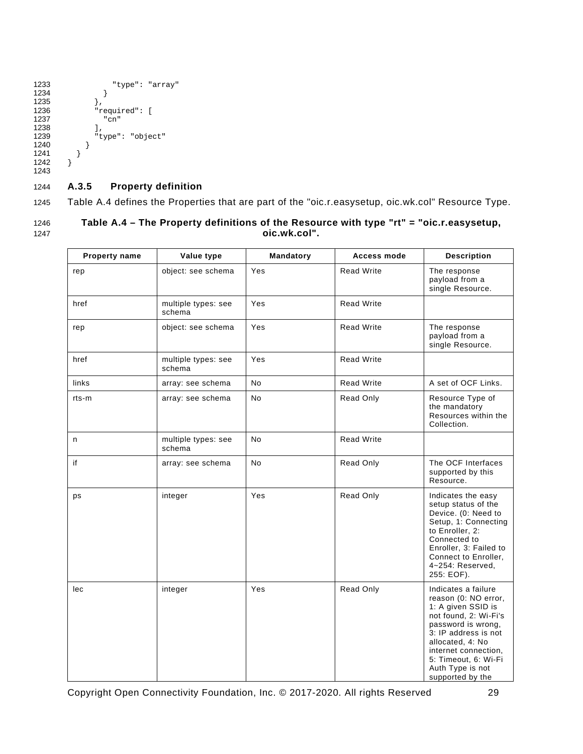```
          "type": "array"
        }
      },
      "required": [
        "cn"
      ],
      "type": "object"
    }
  }
}
```

### A.3.5 Property definition

Table A.4 defines the Properties that are part of the "oic.r.easysetup, oic.wk.col" Resource Type.

**Table A.4 – The Property definitions of the Resource with type "rt" = "oic.r.easysetup, oic.wk.col".**

| Property name | Value type | Mandatory | Access mode | Description |
|---|---|---|---|---|
| rep | object: see schema | Yes | Read Write | The response payload from a single Resource. |
| href | multiple types: see schema | Yes | Read Write | |
| rep | object: see schema | Yes | Read Write | The response payload from a single Resource. |
| href | multiple types: see schema | Yes | Read Write | |
| links | array: see schema | No | Read Write | A set of OCF Links. |
| rts-m | array: see schema | No | Read Only | Resource Type of the mandatory Resources within the Collection. |
| n | multiple types: see schema | No | Read Write | |
| if | array: see schema | No | Read Only | The OCF Interfaces supported by this Resource. |
| ps | integer | Yes | Read Only | Indicates the easy setup status of the Device. (0: Need to Setup, 1: Connecting to Enroller, 2: Connected to Enroller, 3: Failed to Connect to Enroller, 4~254: Reserved, 255: EOF). |
| lec | integer | Yes | Read Only | Indicates a failure reason (0: NO error, 1: A given SSID is not found, 2: Wi-Fi's password is wrong, 3: IP address is not allocated, 4: No internet connection, 5: Timeout, 6: Wi-Fi Auth Type is not supported by the |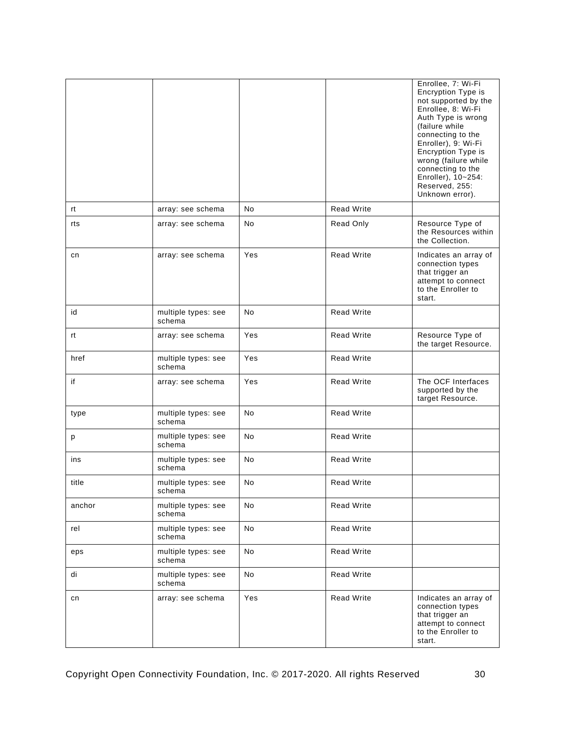| | | | | Enrollee, 7: Wi-Fi Encryption Type is not supported by the Enrollee, 8: Wi-Fi Auth Type is wrong (failure while connecting to the Enroller), 9: Wi-Fi Encryption Type is wrong (failure while connecting to the Enroller), 10~254: Reserved, 255: Unknown error). |
|---|---|---|---|---|
| rt | array: see schema | No | Read Write | |
| rts | array: see schema | No | Read Only | Resource Type of the Resources within the Collection. |
| cn | array: see schema | Yes | Read Write | Indicates an array of connection types that trigger an attempt to connect to the Enroller to start. |
| id | multiple types: see schema | No | Read Write | |
| rt | array: see schema | Yes | Read Write | Resource Type of the target Resource. |
| href | multiple types: see schema | Yes | Read Write | |
| if | array: see schema | Yes | Read Write | The OCF Interfaces supported by the target Resource. |
| type | multiple types: see schema | No | Read Write | |
| p | multiple types: see schema | No | Read Write | |
| ins | multiple types: see schema | No | Read Write | |
| title | multiple types: see schema | No | Read Write | |
| anchor | multiple types: see schema | No | Read Write | |
| rel | multiple types: see schema | No | Read Write | |
| eps | multiple types: see schema | No | Read Write | |
| di | multiple types: see schema | No | Read Write | |
| cn | array: see schema | Yes | Read Write | Indicates an array of connection types that trigger an attempt to connect to the Enroller to start. |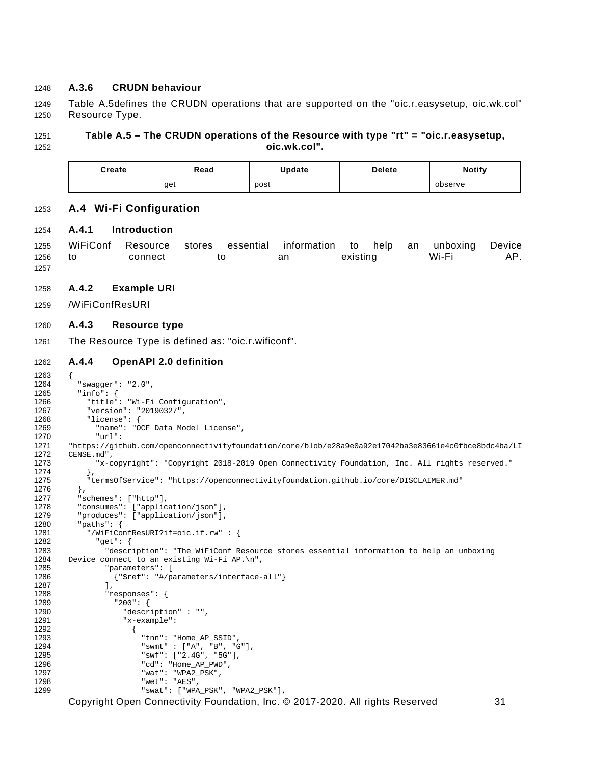### A.3.6 CRUDN behaviour

Table A.5defines the CRUDN operations that are supported on the "oic.r.easysetup, oic.wk.col" Resource Type.

**Table A.5 – The CRUDN operations of the Resource with type "rt" = "oic.r.easysetup, oic.wk.col".**

| Create | Read | Update | Delete | Notify |
|---|---|---|---|---|
| | get | post | | observe |

## A.4 Wi-Fi Configuration

### A.4.1 Introduction

WiFiConf Resource stores essential information to help an unboxing Device to connect to an existing Wi-Fi AP.

### A.4.2 Example URI

/WiFiConfResURI

### A.4.3 Resource type

The Resource Type is defined as: "oic.r.wificonf".

### A.4.4 OpenAPI 2.0 definition

```
{
  "swagger": "2.0",
  "info": {
    "title": "Wi-Fi Configuration",
    "version": "20190327",
    "license": {
      "name": "OCF Data Model License",
      "url":
"https://github.com/openconnectivityfoundation/core/blob/e28a9e0a92e17042ba3e83661e4c0fbce8bdc4ba/LI
CENSE.md",
      "x-copyright": "Copyright 2018-2019 Open Connectivity Foundation, Inc. All rights reserved."
    },
    "termsOfService": "https://openconnectivityfoundation.github.io/core/DISCLAIMER.md"
  },
  "schemes": ["http"],
  "consumes": ["application/json"],
  "produces": ["application/json"],
  "paths": {
    "/WiFiConfResURI?if=oic.if.rw" : {
      "get": {
        "description": "The WiFiConf Resource stores essential information to help an unboxing
Device connect to an existing Wi-Fi AP.\n",
        "parameters": [
          {"$ref": "#/parameters/interface-all"}
        ],
        "responses": {
          "200": {
            "description" : "",
            "x-example":
              {
                "tnn": "Home_AP_SSID",
                "swmt" : ["A", "B", "G"],
                "swf": ["2.4G", "5G"],
                "cd": "Home_AP_PWD",
                "wat": "WPA2_PSK",
                "wet": "AES",
                "swat": ["WPA_PSK", "WPA2_PSK"],
```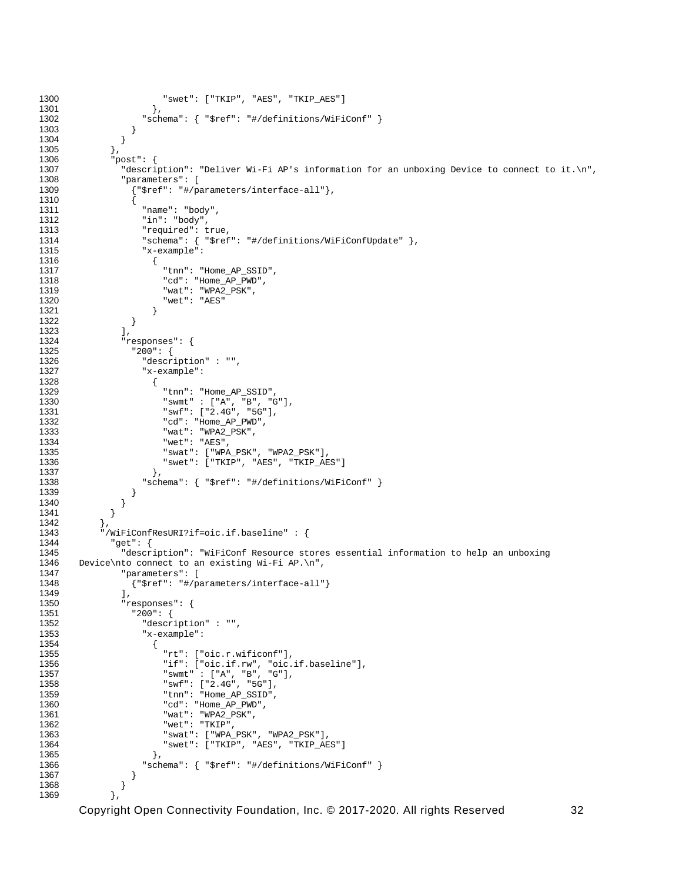```
1300                  "swet": ["TKIP", "AES", "TKIP_AES"]
1301                },
1302              "schema": { "$ref": "#/definitions/WiFiConf" }
1303            }
1304          }
1305        },
1306        "post": {
1307          "description": "Deliver Wi-Fi AP's information for an unboxing Device to connect to it.\n",
1308          "parameters": [
1309            {"$ref": "#/parameters/interface-all"},
1310            {
1311              "name": "body",
1312              "in": "body",
1313              "required": true,
1314              "schema": { "$ref": "#/definitions/WiFiConfUpdate" },
1315              "x-example":
1316                {
1317                  "tnn": "Home_AP_SSID",
1318                  "cd": "Home_AP_PWD",
1319                  "wat": "WPA2_PSK",
1320                  "wet": "AES"
1321                }
1322            }
1323          ],
1324          "responses": {
1325            "200": {
1326              "description" : "",
1327              "x-example":
1328                {
1329                  "tnn": "Home_AP_SSID",
1330                  "swmt" : ["A", "B", "G"],
1331                  "swf": ["2.4G", "5G"],
1332                  "cd": "Home_AP_PWD",
1333                  "wat": "WPA2_PSK",
1334                  "wet": "AES",
1335                  "swat": ["WPA_PSK", "WPA2_PSK"],
1336                  "swet": ["TKIP", "AES", "TKIP_AES"]
1337                },
1338              "schema": { "$ref": "#/definitions/WiFiConf" }
1339            }
1340          }
1341        }
1342      },
1343      "/WiFiConfResURI?if=oic.if.baseline" : {
1344        "get": {
1345          "description": "WiFiConf Resource stores essential information to help an unboxing
1346  Device\nto connect to an existing Wi-Fi AP.\n",
1347          "parameters": [
1348            {"$ref": "#/parameters/interface-all"}
1349          ],
1350          "responses": {
1351            "200": {
1352              "description" : "",
1353              "x-example":
1354                {
1355                  "rt": ["oic.r.wificonf"],
1356                  "if": ["oic.if.rw", "oic.if.baseline"],
1357                  "swmt" : ["A", "B", "G"],
1358                  "swf": ["2.4G", "5G"],
1359                  "tnn": "Home_AP_SSID",
1360                  "cd": "Home_AP_PWD",
1361                  "wat": "WPA2_PSK",
1362                  "wet": "TKIP",
1363                  "swat": ["WPA_PSK", "WPA2_PSK"],
1364                  "swet": ["TKIP", "AES", "TKIP_AES"]
1365                },
1366              "schema": { "$ref": "#/definitions/WiFiConf" }
1367            }
1368          }
1369        },
```

Copyright Open Connectivity Foundation, Inc. © 2017-2020. All rights Reserved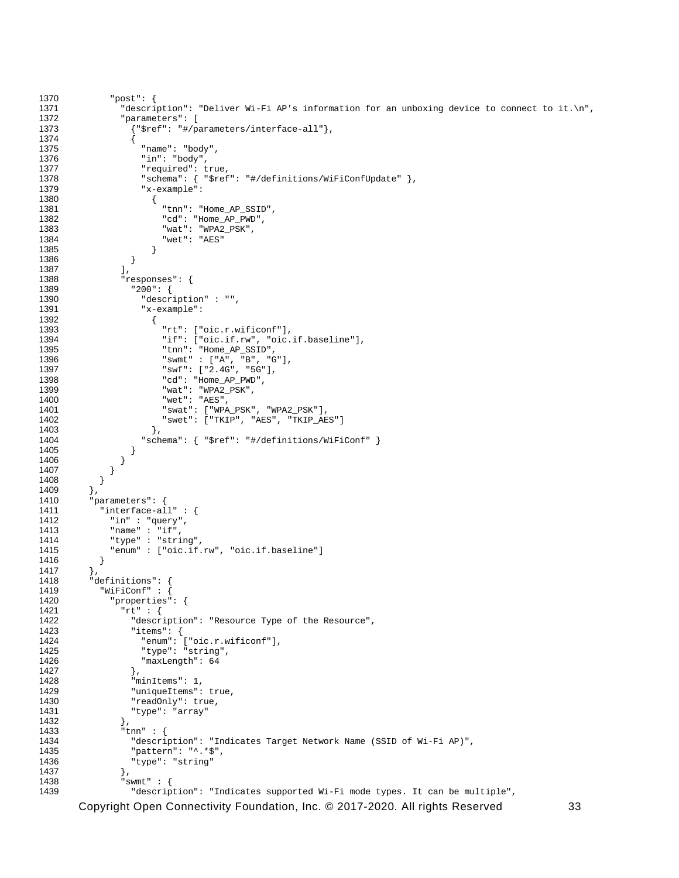```
1370        "post": {
1371          "description": "Deliver Wi-Fi AP's information for an unboxing device to connect to it.\n",
1372          "parameters": [
1373            {"$ref": "#/parameters/interface-all"},
1374            {
1375              "name": "body",
1376              "in": "body",
1377              "required": true,
1378              "schema": { "$ref": "#/definitions/WiFiConfUpdate" },
1379              "x-example":
1380                {
1381                  "tnn": "Home_AP_SSID",
1382                  "cd": "Home_AP_PWD",
1383                  "wat": "WPA2_PSK",
1384                  "wet": "AES"
1385                }
1386            }
1387          ],
1388          "responses": {
1389            "200": {
1390              "description" : "",
1391              "x-example":
1392                {
1393                  "rt": ["oic.r.wificonf"],
1394                  "if": ["oic.if.rw", "oic.if.baseline"],
1395                  "tnn": "Home_AP_SSID",
1396                  "swmt" : ["A", "B", "G"],
1397                  "swf": ["2.4G", "5G"],
1398                  "cd": "Home_AP_PWD",
1399                  "wat": "WPA2_PSK",
1400                  "wet": "AES",
1401                  "swat": ["WPA_PSK", "WPA2_PSK"],
1402                  "swet": ["TKIP", "AES", "TKIP_AES"]
1403                },
1404              "schema": { "$ref": "#/definitions/WiFiConf" }
1405            }
1406          }
1407        }
1408      }
1409    },
1410    "parameters": {
1411      "interface-all" : {
1412        "in" : "query",
1413        "name" : "if",
1414        "type" : "string",
1415        "enum" : ["oic.if.rw", "oic.if.baseline"]
1416      }
1417    },
1418    "definitions": {
1419      "WiFiConf" : {
1420        "properties": {
1421          "rt" : {
1422            "description": "Resource Type of the Resource",
1423            "items": {
1424              "enum": ["oic.r.wificonf"],
1425              "type": "string",
1426              "maxLength": 64
1427            },
1428            "minItems": 1,
1429            "uniqueItems": true,
1430            "readOnly": true,
1431            "type": "array"
1432          },
1433          "tnn" : {
1434            "description": "Indicates Target Network Name (SSID of Wi-Fi AP)",
1435            "pattern": "^.*$",
1436            "type": "string"
1437          },
1438          "swmt" : {
1439            "description": "Indicates supported Wi-Fi mode types. It can be multiple",
```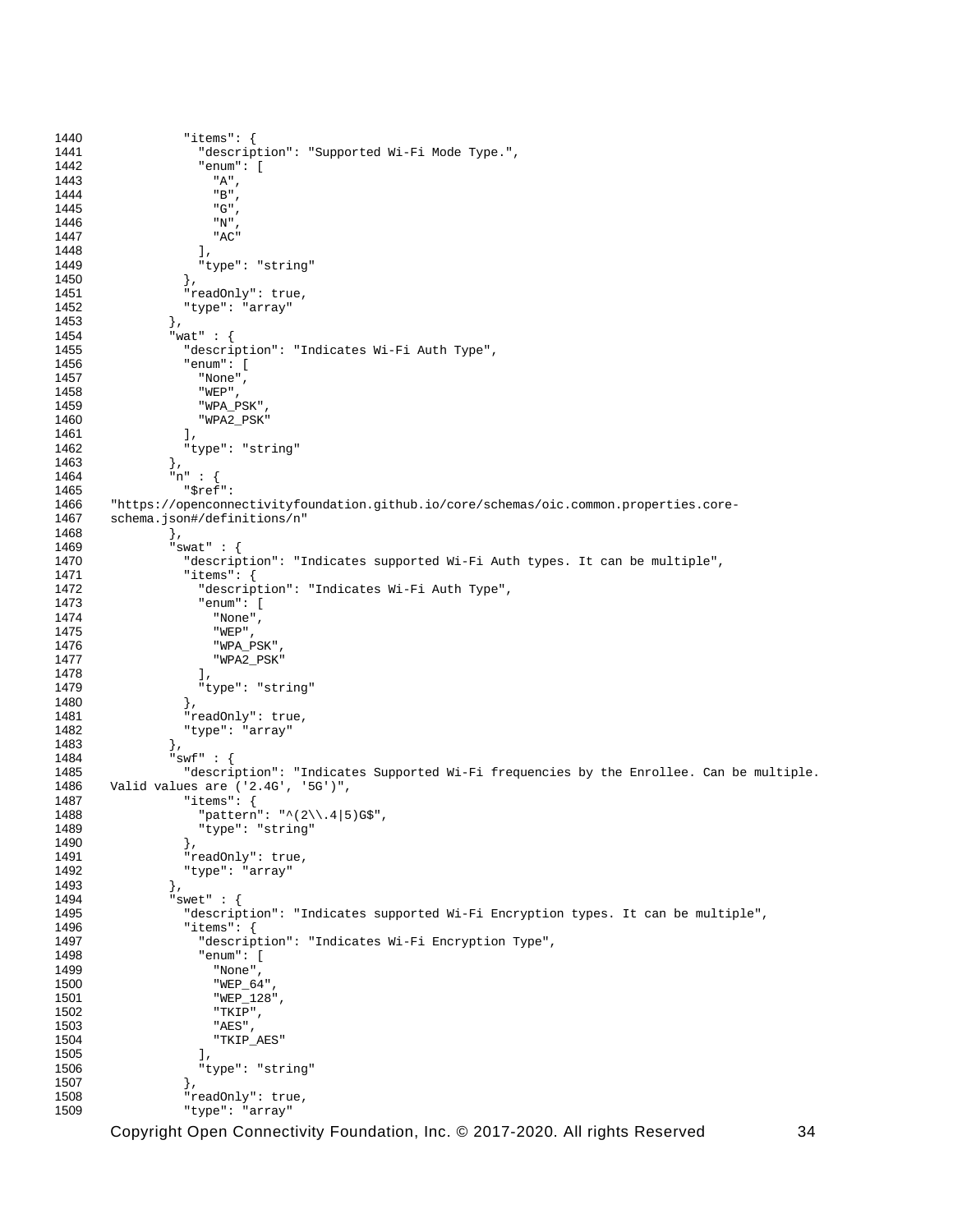```
          "items": {
            "description": "Supported Wi-Fi Mode Type.",
            "enum": [
              "A",
              "B",
              "G",
              "N",
              "AC"
            ],
            "type": "string"
          },
          "readOnly": true,
          "type": "array"
        },
        "wat" : {
          "description": "Indicates Wi-Fi Auth Type",
          "enum": [
            "None",
            "WEP",
            "WPA_PSK",
            "WPA2_PSK"
          ],
          "type": "string"
        },
        "n" : {
          "$ref":
"https://openconnectivityfoundation.github.io/core/schemas/oic.common.properties.core-
schema.json#/definitions/n"
        },
        "swat" : {
          "description": "Indicates supported Wi-Fi Auth types. It can be multiple",
          "items": {
            "description": "Indicates Wi-Fi Auth Type",
            "enum": [
              "None",
              "WEP",
              "WPA_PSK",
              "WPA2_PSK"
            ],
            "type": "string"
          },
          "readOnly": true,
          "type": "array"
        },
        "swf" : {
          "description": "Indicates Supported Wi-Fi frequencies by the Enrollee. Can be multiple.
Valid values are ('2.4G', '5G')",
          "items": {
            "pattern": "^(2\\.4|5)G$",
            "type": "string"
          },
          "readOnly": true,
          "type": "array"
        },
        "swet" : {
          "description": "Indicates supported Wi-Fi Encryption types. It can be multiple",
          "items": {
            "description": "Indicates Wi-Fi Encryption Type",
            "enum": [
              "None",
              "WEP_64",
              "WEP_128",
              "TKIP",
              "AES",
              "TKIP_AES"
            ],
            "type": "string"
          },
          "readOnly": true,
          "type": "array"
```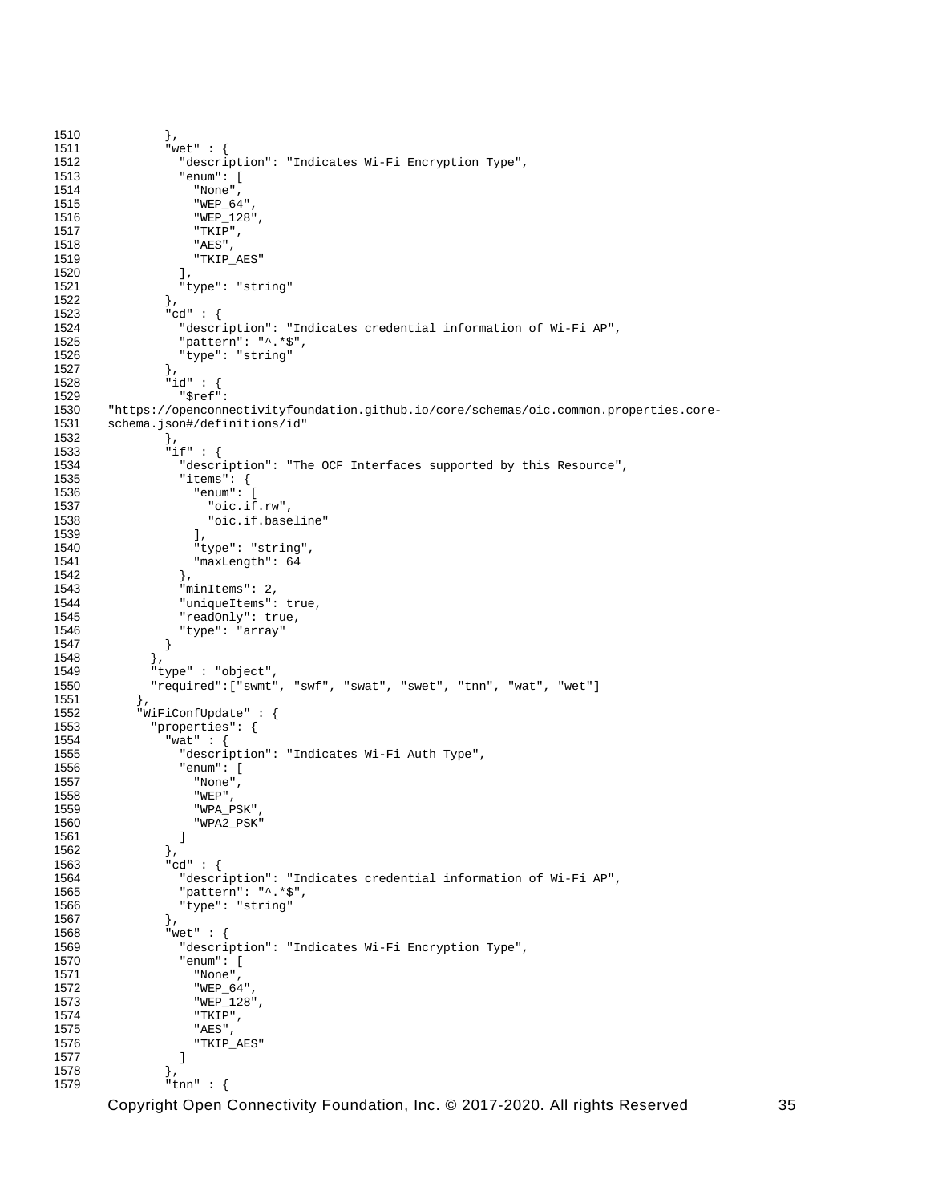```
1510          },
1511          "wet" : {
1512            "description": "Indicates Wi-Fi Encryption Type",
1513            "enum": [
1514              "None",
1515              "WEP_64",
1516              "WEP_128",
1517              "TKIP",
1518              "AES",
1519              "TKIP_AES"
1520            ],
1521            "type": "string"
1522          },
1523          "cd" : {
1524            "description": "Indicates credential information of Wi-Fi AP",
1525            "pattern": "^.*$",
1526            "type": "string"
1527          },
1528          "id" : {
1529            "$ref":
1530  "https://openconnectivityfoundation.github.io/core/schemas/oic.common.properties.core-
1531  schema.json#/definitions/id"
1532          },
1533          "if" : {
1534            "description": "The OCF Interfaces supported by this Resource",
1535            "items": {
1536              "enum": [
1537                "oic.if.rw",
1538                "oic.if.baseline"
1539              ],
1540              "type": "string",
1541              "maxLength": 64
1542            },
1543            "minItems": 2,
1544            "uniqueItems": true,
1545            "readOnly": true,
1546            "type": "array"
1547          }
1548        },
1549        "type" : "object",
1550        "required":["swmt", "swf", "swat", "swet", "tnn", "wat", "wet"]
1551      },
1552      "WiFiConfUpdate" : {
1553        "properties": {
1554          "wat" : {
1555            "description": "Indicates Wi-Fi Auth Type",
1556            "enum": [
1557              "None",
1558              "WEP",
1559              "WPA_PSK",
1560              "WPA2_PSK"
1561            ]
1562          },
1563          "cd" : {
1564            "description": "Indicates credential information of Wi-Fi AP",
1565            "pattern": "^.*$",
1566            "type": "string"
1567          },
1568          "wet" : {
1569            "description": "Indicates Wi-Fi Encryption Type",
1570            "enum": [
1571              "None",
1572              "WEP_64",
1573              "WEP_128",
1574              "TKIP",
1575              "AES",
1576              "TKIP_AES"
1577            ]
1578          },
1579          "tnn" : {
```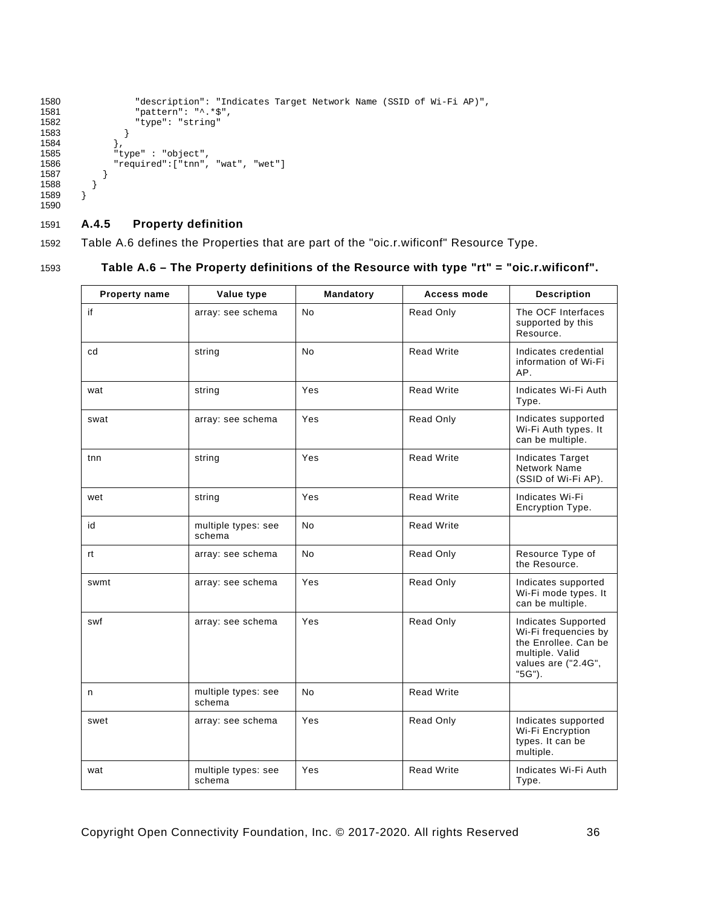```
            "description": "Indicates Target Network Name (SSID of Wi-Fi AP)",
            "pattern": "^.*$",
            "type": "string"
          }
        },
        "type" : "object",
        "required":["tnn", "wat", "wet"]
      }
    }
  }
```

### A.4.5 Property definition

Table A.6 defines the Properties that are part of the "oic.r.wificonf" Resource Type.

**Table A.6 – The Property definitions of the Resource with type "rt" = "oic.r.wificonf".**

| Property name | Value type | Mandatory | Access mode | Description |
|---|---|---|---|---|
| if | array: see schema | No | Read Only | The OCF Interfaces supported by this Resource. |
| cd | string | No | Read Write | Indicates credential information of Wi-Fi AP. |
| wat | string | Yes | Read Write | Indicates Wi-Fi Auth Type. |
| swat | array: see schema | Yes | Read Only | Indicates supported Wi-Fi Auth types. It can be multiple. |
| tnn | string | Yes | Read Write | Indicates Target Network Name (SSID of Wi-Fi AP). |
| wet | string | Yes | Read Write | Indicates Wi-Fi Encryption Type. |
| id | multiple types: see schema | No | Read Write | |
| rt | array: see schema | No | Read Only | Resource Type of the Resource. |
| swmt | array: see schema | Yes | Read Only | Indicates supported Wi-Fi mode types. It can be multiple. |
| swf | array: see schema | Yes | Read Only | Indicates Supported Wi-Fi frequencies by the Enrollee. Can be multiple. Valid values are ("2.4G", "5G"). |
| n | multiple types: see schema | No | Read Write | |
| swet | array: see schema | Yes | Read Only | Indicates supported Wi-Fi Encryption types. It can be multiple. |
| wat | multiple types: see schema | Yes | Read Write | Indicates Wi-Fi Auth Type. |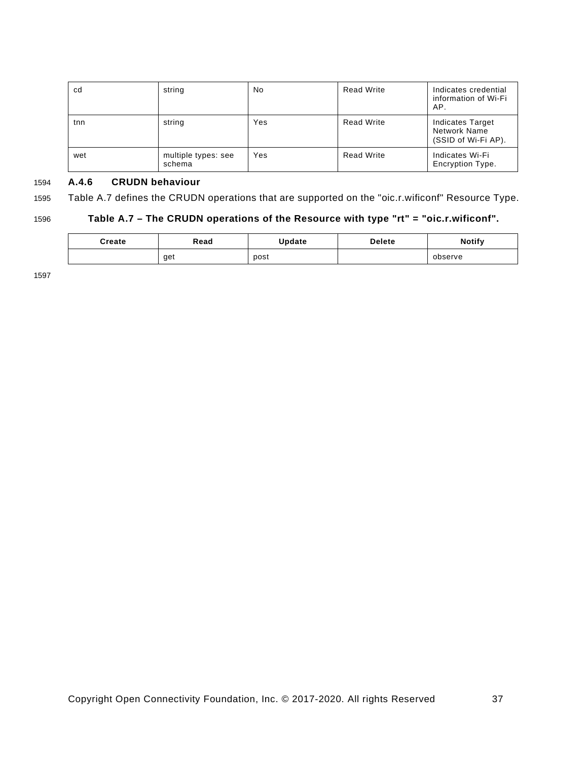| | | | | |
|---|---|---|---|---|
| cd | string | No | Read Write | Indicates credential information of Wi-Fi AP. |
| tnn | string | Yes | Read Write | Indicates Target Network Name (SSID of Wi-Fi AP). |
| wet | multiple types: see schema | Yes | Read Write | Indicates Wi-Fi Encryption Type. |

### A.4.6 CRUDN behaviour

Table A.7 defines the CRUDN operations that are supported on the "oic.r.wificonf" Resource Type.

**Table A.7 – The CRUDN operations of the Resource with type "rt" = "oic.r.wificonf".**

| Create | Read | Update | Delete | Notify |
|---|---|---|---|---|
| | get | post | | observe |